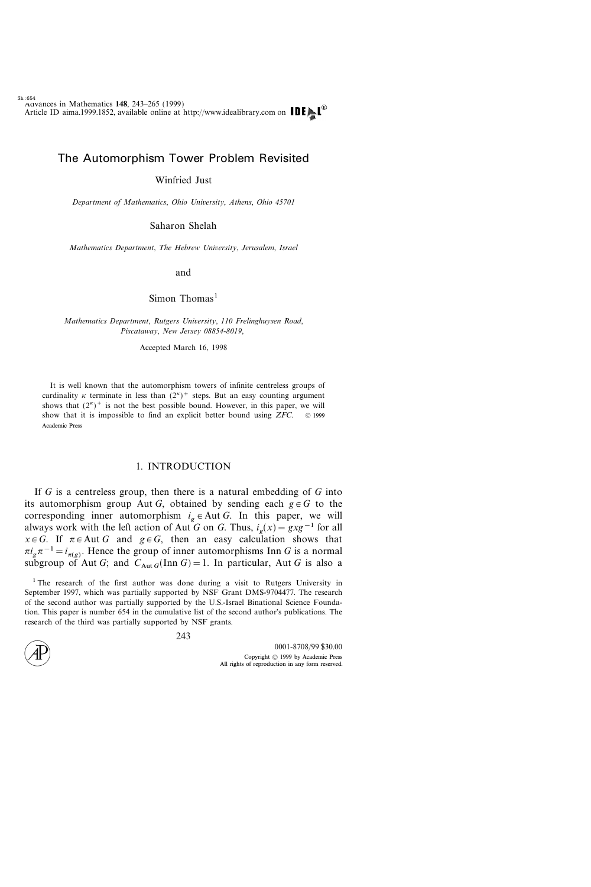# The Automorphism Tower Problem Revisited

Winfried Just

*Department of Mathematics, Ohio University, Athens, Ohio 45701*

Saharon Shelah

*Mathematics Department, The Hebrew University, Jerusalem, Israel*

and

Simon Thomas[1]

*Mathematics Department, Rutgers University, 110 Frelinghuysen Road, Piscataway, New Jersey 08854-8019,*

Accepted March 16, 1998

It is well known that the automorphism towers of infinite centreless groups of cardinality $\kappa$ terminate in less than $(2^\kappa)^+$ steps. But an easy counting argument shows that $(2^\kappa)^+$ is not the best possible bound. However, in this paper, we will show that it is impossible to find an explicit better bound using *ZFC*. © 1999 Academic Press

## 1. INTRODUCTION

If $G$ is a centreless group, then there is a natural embedding of $G$ into its automorphism group Aut $G$, obtained by sending each $g \in G$ to the corresponding inner automorphism $i_g \in \text{Aut}\, G$. In this paper, we will always work with the left action of Aut $G$ on $G$. Thus, $i_g(x) = gxg^{-1}$ for all $x \in G$. If $\pi \in \text{Aut}\, G$ and $g \in G$, then an easy calculation shows that $\pi i_g \pi^{-1} = i_{\pi(g)}$. Hence the group of inner automorphisms Inn $G$ is a normal subgroup of Aut $G$; and $C_{\text{Aut}\, G}(\text{Inn}\, G) = 1$. In particular, Aut $G$ is also a

[1] The research of the first author was done during a visit to Rutgers University in September 1997, which was partially supported by NSF Grant DMS-9704477. The research of the second author was partially supported by the U.S.-Israel Binational Science Foundation. This paper is number 654 in the cumulative list of the second author's publications. The research of the third was partially supported by NSF grants.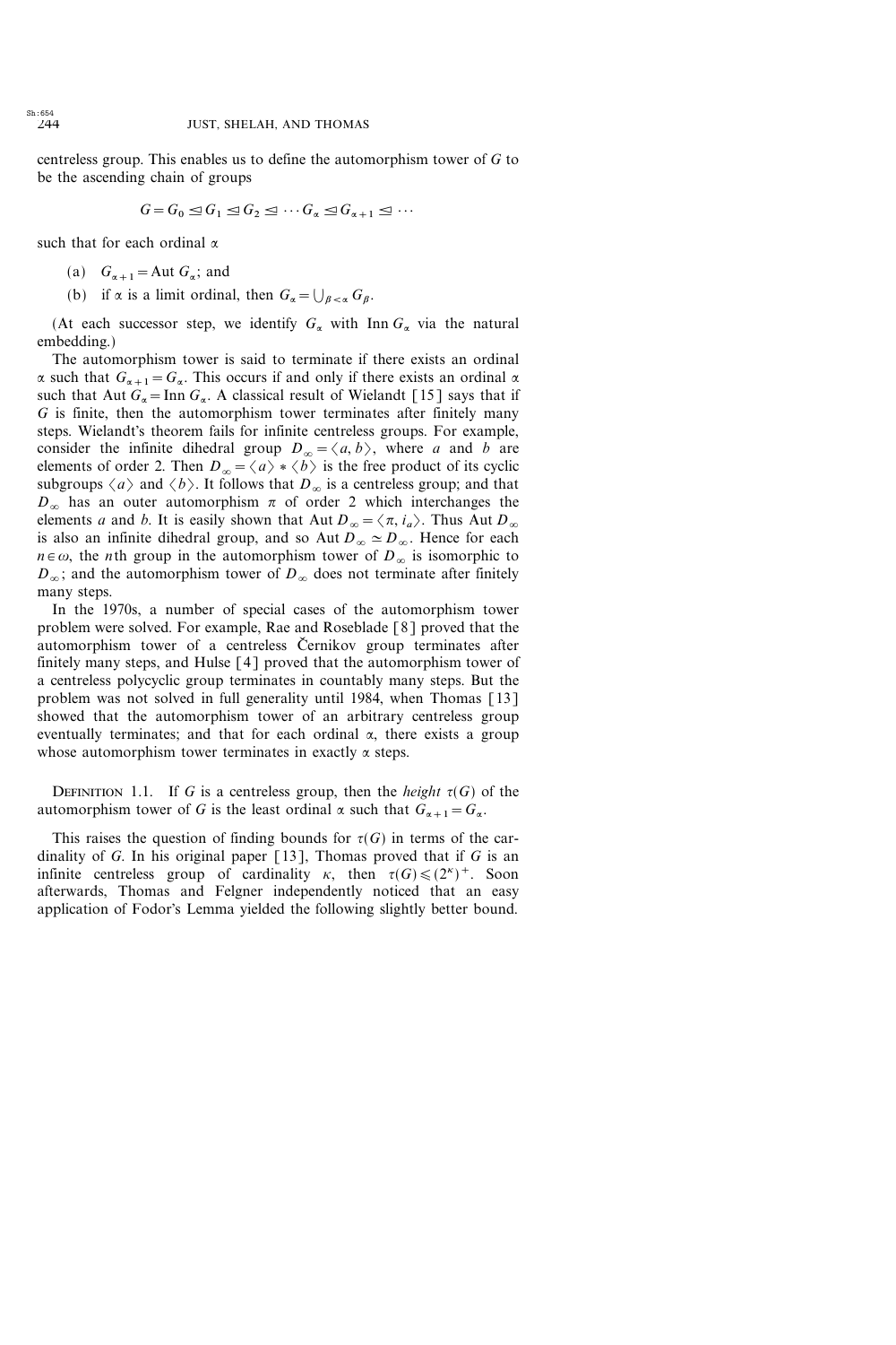centreless group. This enables us to define the automorphism tower of $G$ to be the ascending chain of groups

$$G = G_0 \trianglelefteq G_1 \trianglelefteq G_2 \trianglelefteq \cdots G_\alpha \trianglelefteq G_{\alpha+1} \trianglelefteq \cdots$$

such that for each ordinal $\alpha$

(a) $G_{\alpha+1} = \operatorname{Aut} G_\alpha$; and

(b) if $\alpha$ is a limit ordinal, then $G_\alpha = \bigcup_{\beta<\alpha} G_\beta$.

(At each successor step, we identify $G_\alpha$ with $\operatorname{Inn} G_\alpha$ via the natural embedding.)

The automorphism tower is said to terminate if there exists an ordinal $\alpha$ such that $G_{\alpha+1} = G_\alpha$. This occurs if and only if there exists an ordinal $\alpha$ such that $\operatorname{Aut} G_\alpha = \operatorname{Inn} G_\alpha$. A classical result of Wielandt [15] says that if $G$ is finite, then the automorphism tower terminates after finitely many steps. Wielandt's theorem fails for infinite centreless groups. For example, consider the infinite dihedral group $D_\infty = \langle a, b \rangle$, where $a$ and $b$ are elements of order 2. Then $D_\infty = \langle a \rangle * \langle b \rangle$ is the free product of its cyclic subgroups $\langle a \rangle$ and $\langle b \rangle$. It follows that $D_\infty$ is a centreless group; and that $D_\infty$ has an outer automorphism $\pi$ of order 2 which interchanges the elements $a$ and $b$. It is easily shown that $\operatorname{Aut} D_\infty = \langle \pi, i_a \rangle$. Thus $\operatorname{Aut} D_\infty$ is also an infinite dihedral group, and so $\operatorname{Aut} D_\infty \simeq D_\infty$. Hence for each $n \in \omega$, the $n$th group in the automorphism tower of $D_\infty$ is isomorphic to $D_\infty$; and the automorphism tower of $D_\infty$ does not terminate after finitely many steps.

In the 1970s, a number of special cases of the automorphism tower problem were solved. For example, Rae and Roseblade [8] proved that the automorphism tower of a centreless Černikov group terminates after finitely many steps, and Hulse [4] proved that the automorphism tower of a centreless polycyclic group terminates in countably many steps. But the problem was not solved in full generality until 1984, when Thomas [13] showed that the automorphism tower of an arbitrary centreless group eventually terminates; and that for each ordinal $\alpha$, there exists a group whose automorphism tower terminates in exactly $\alpha$ steps.

Definition 1.1. If $G$ is a centreless group, then the *height* $\tau(G)$ of the automorphism tower of $G$ is the least ordinal $\alpha$ such that $G_{\alpha+1} = G_\alpha$.

This raises the question of finding bounds for $\tau(G)$ in terms of the cardinality of $G$. In his original paper [13], Thomas proved that if $G$ is an infinite centreless group of cardinality $\kappa$, then $\tau(G) \leqslant (2^\kappa)^+$. Soon afterwards, Thomas and Felgner independently noticed that an easy application of Fodor's Lemma yielded the following slightly better bound.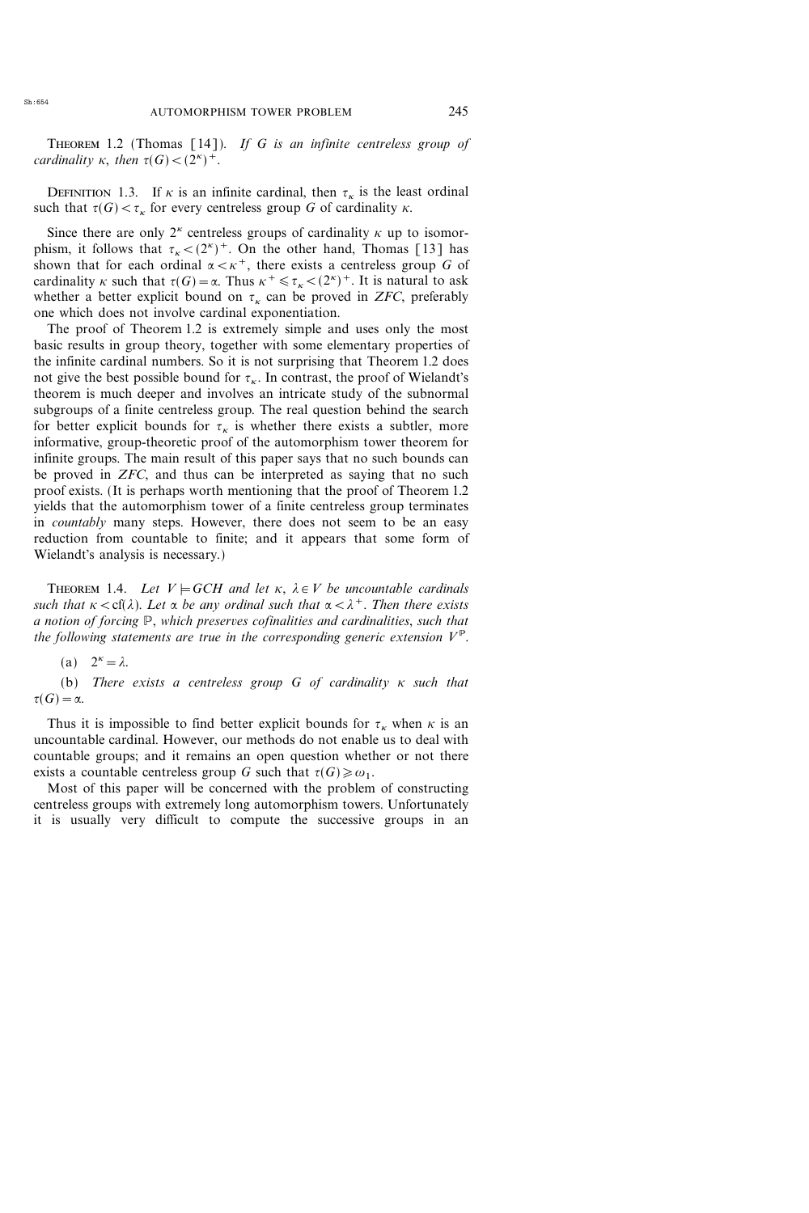THEOREM 1.2 (Thomas [14]). *If $G$ is an infinite centreless group of cardinality $\kappa$, then $\tau(G) < (2^\kappa)^+$.*

DEFINITION 1.3. If $\kappa$ is an infinite cardinal, then $\tau_\kappa$ is the least ordinal such that $\tau(G) < \tau_\kappa$ for every centreless group $G$ of cardinality $\kappa$.

Since there are only $2^\kappa$ centreless groups of cardinality $\kappa$ up to isomorphism, it follows that $\tau_\kappa < (2^\kappa)^+$. On the other hand, Thomas [13] has shown that for each ordinal $\alpha < \kappa^+$, there exists a centreless group $G$ of cardinality $\kappa$ such that $\tau(G) = \alpha$. Thus $\kappa^+ \leqslant \tau_\kappa < (2^\kappa)^+$. It is natural to ask whether a better explicit bound on $\tau_\kappa$ can be proved in *ZFC*, preferably one which does not involve cardinal exponentiation.

The proof of Theorem 1.2 is extremely simple and uses only the most basic results in group theory, together with some elementary properties of the infinite cardinal numbers. So it is not surprising that Theorem 1.2 does not give the best possible bound for $\tau_\kappa$. In contrast, the proof of Wielandt's theorem is much deeper and involves an intricate study of the subnormal subgroups of a finite centreless group. The real question behind the search for better explicit bounds for $\tau_\kappa$ is whether there exists a subtler, more informative, group-theoretic proof of the automorphism tower theorem for infinite groups. The main result of this paper says that no such bounds can be proved in *ZFC*, and thus can be interpreted as saying that no such proof exists. (It is perhaps worth mentioning that the proof of Theorem 1.2 yields that the automorphism tower of a finite centreless group terminates in *countably* many steps. However, there does not seem to be an easy reduction from countable to finite; and it appears that some form of Wielandt's analysis is necessary.)

THEOREM 1.4. *Let $V \models GCH$ and let $\kappa, \lambda \in V$ be uncountable cardinals such that $\kappa < \mathrm{cf}(\lambda)$. Let $\alpha$ be any ordinal such that $\alpha < \lambda^+$. Then there exists a notion of forcing $\mathbb{P}$, which preserves cofinalities and cardinalities, such that the following statements are true in the corresponding generic extension $V^{\mathbb{P}}$.*

(a) $2^\kappa = \lambda$.

(b) *There exists a centreless group $G$ of cardinality $\kappa$ such that $\tau(G) = \alpha$.*

Thus it is impossible to find better explicit bounds for $\tau_\kappa$ when $\kappa$ is an uncountable cardinal. However, our methods do not enable us to deal with countable groups; and it remains an open question whether or not there exists a countable centreless group $G$ such that $\tau(G) \geqslant \omega_1$.

Most of this paper will be concerned with the problem of constructing centreless groups with extremely long automorphism towers. Unfortunately it is usually very difficult to compute the successive groups in an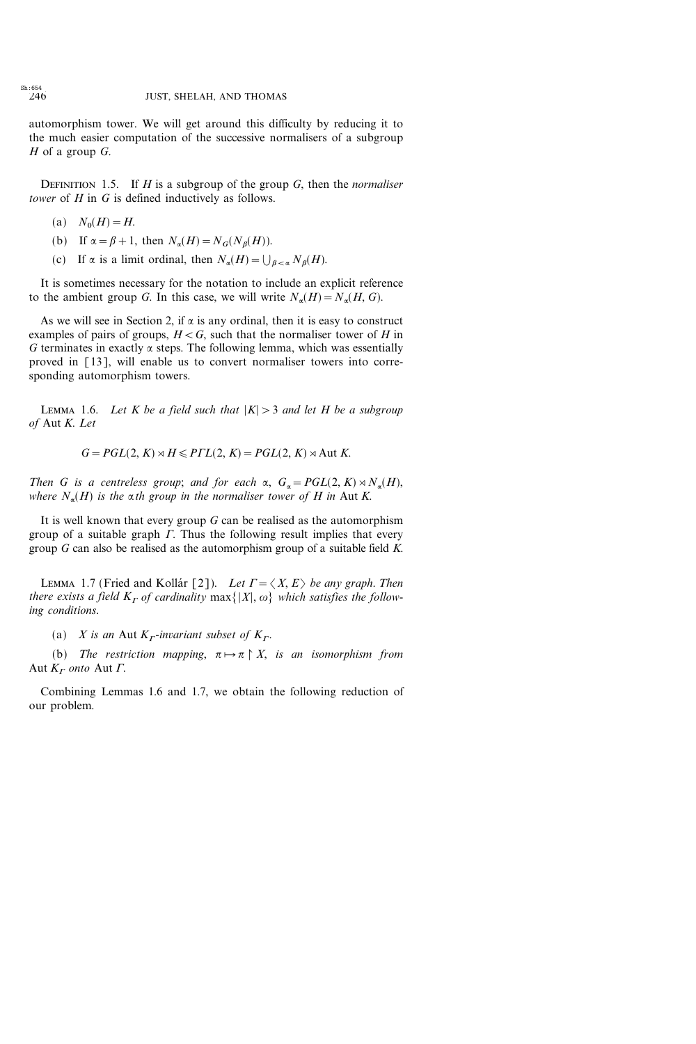automorphism tower. We will get around this difficulty by reducing it to the much easier computation of the successive normalisers of a subgroup $H$ of a group $G$.

DEFINITION 1.5. If $H$ is a subgroup of the group $G$, then the *normaliser tower* of $H$ in $G$ is defined inductively as follows.

(a) $N_0(H) = H$.

(b) If $\alpha = \beta + 1$, then $N_\alpha(H) = N_G(N_\beta(H))$.

(c) If $\alpha$ is a limit ordinal, then $N_\alpha(H) = \bigcup_{\beta < \alpha} N_\beta(H)$.

It is sometimes necessary for the notation to include an explicit reference to the ambient group $G$. In this case, we will write $N_\alpha(H) = N_\alpha(H, G)$.

As we will see in Section 2, if $\alpha$ is any ordinal, then it is easy to construct examples of pairs of groups, $H < G$, such that the normaliser tower of $H$ in $G$ terminates in exactly $\alpha$ steps. The following lemma, which was essentially proved in [13], will enable us to convert normaliser towers into corresponding automorphism towers.

LEMMA 1.6. *Let $K$ be a field such that $|K| > 3$ and let $H$ be a subgroup of* Aut $K$. *Let*

$$G = PGL(2, K) \rtimes H \leqslant P\Gamma L(2, K) = PGL(2, K) \rtimes \operatorname{Aut} K.$$

*Then $G$ is a centreless group; and for each $\alpha$, $G_\alpha = PGL(2, K) \rtimes N_\alpha(H)$, where $N_\alpha(H)$ is the $\alpha$th group in the normaliser tower of $H$ in* Aut $K$.

It is well known that every group $G$ can be realised as the automorphism group of a suitable graph $\Gamma$. Thus the following result implies that every group $G$ can also be realised as the automorphism group of a suitable field $K$.

LEMMA 1.7 (Fried and Kollár [2]). *Let $\Gamma = \langle X, E \rangle$ be any graph. Then there exists a field $K_\Gamma$ of cardinality $\max\{|X|, \omega\}$ which satisfies the following conditions.*

(a) *$X$ is an* Aut $K_\Gamma$*-invariant subset of $K_\Gamma$.*

(b) *The restriction mapping, $\pi \mapsto \pi \upharpoonright X$, is an isomorphism from* Aut $K_\Gamma$ *onto* Aut $\Gamma$.

Combining Lemmas 1.6 and 1.7, we obtain the following reduction of our problem.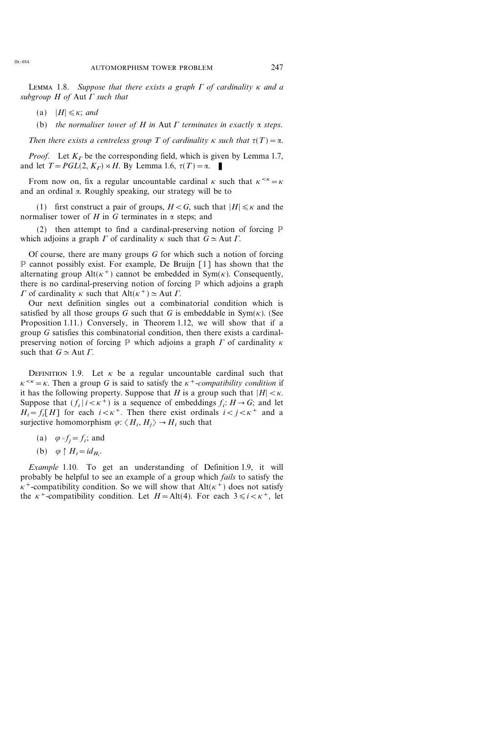Lemma 1.8. *Suppose that there exists a graph $\Gamma$ of cardinality $\kappa$ and a subgroup $H$ of* Aut $\Gamma$ *such that*

(a) $|H| \leqslant \kappa$; *and*

(b) *the normaliser tower of $H$ in* Aut $\Gamma$ *terminates in exactly $\alpha$ steps.*

*Then there exists a centreless group $T$ of cardinality $\kappa$ such that $\tau(T) = \alpha$.*

*Proof.* Let $K_\Gamma$ be the corresponding field, which is given by Lemma 1.7, and let $T = PGL(2, K_\Gamma) \rtimes H$. By Lemma 1.6, $\tau(T) = \alpha$. ∎

From now on, fix a regular uncountable cardinal $\kappa$ such that $\kappa^{<\kappa} = \kappa$ and an ordinal $\alpha$. Roughly speaking, our strategy will be to

(1) first construct a pair of groups, $H < G$, such that $|H| \leqslant \kappa$ and the normaliser tower of $H$ in $G$ terminates in $\alpha$ steps; and

(2) then attempt to find a cardinal-preserving notion of forcing $\mathbb{P}$ which adjoins a graph $\Gamma$ of cardinality $\kappa$ such that $G \simeq \text{Aut}\, \Gamma$.

Of course, there are many groups $G$ for which such a notion of forcing $\mathbb{P}$ cannot possibly exist. For example, De Bruijn [1] has shown that the alternating group $\text{Alt}(\kappa^+)$ cannot be embedded in $\text{Sym}(\kappa)$. Consequently, there is no cardinal-preserving notion of forcing $\mathbb{P}$ which adjoins a graph $\Gamma$ of cardinality $\kappa$ such that $\text{Alt}(\kappa^+) \simeq \text{Aut}\, \Gamma$.

Our next definition singles out a combinatorial condition which is satisfied by all those groups $G$ such that $G$ is embeddable in $\text{Sym}(\kappa)$. (See Proposition 1.11.) Conversely, in Theorem 1.12, we will show that if a group $G$ satisfies this combinatorial condition, then there exists a cardinal-preserving notion of forcing $\mathbb{P}$ which adjoins a graph $\Gamma$ of cardinality $\kappa$ such that $G \simeq \text{Aut}\, \Gamma$.

Definition 1.9. Let $\kappa$ be a regular uncountable cardinal such that $\kappa^{<\kappa} = \kappa$. Then a group $G$ is said to satisfy the *$\kappa^+$-compatibility condition* if it has the following property. Suppose that $H$ is a group such that $|H| < \kappa$. Suppose that $(f_i \mid i < \kappa^+)$ is a sequence of embeddings $f_i \colon H \to G$; and let $H_i = f_i[H]$ for each $i < \kappa^+$. Then there exist ordinals $i < j < \kappa^+$ and a surjective homomorphism $\varphi \colon \langle H_i, H_j \rangle \to H_i$ such that

(a) $\varphi \circ f_j = f_i$; and

(b) $\varphi \restriction H_i = id_{H_i}$.

*Example* 1.10. To get an understanding of Definition 1.9, it will probably be helpful to see an example of a group which *fails* to satisfy the $\kappa^+$-compatibility condition. So we will show that $\text{Alt}(\kappa^+)$ does not satisfy the $\kappa^+$-compatibility condition. Let $H = \text{Alt}(4)$. For each $3 \leqslant i < \kappa^+$, let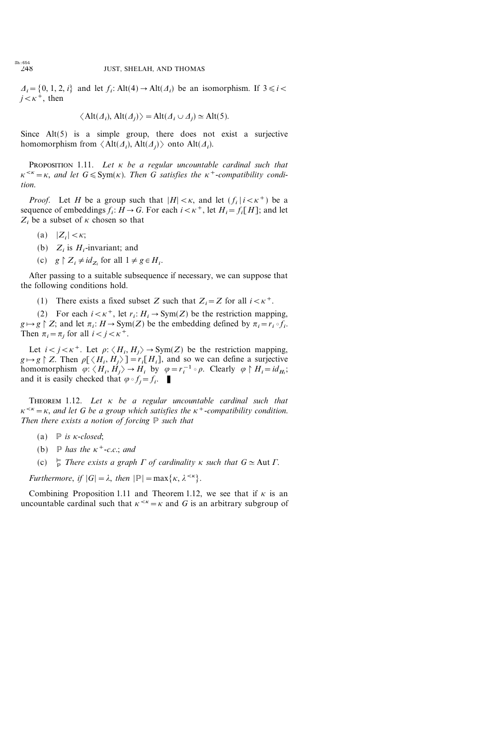$\Delta_i = \{0, 1, 2, i\}$ and let $f_i : \mathrm{Alt}(4) \to \mathrm{Alt}(\Delta_i)$ be an isomorphism. If $3 \leqslant i < j < \kappa^+$, then

$$\langle \mathrm{Alt}(\Delta_i), \mathrm{Alt}(\Delta_j) \rangle = \mathrm{Alt}(\Delta_i \cup \Delta_j) \simeq \mathrm{Alt}(5).$$

Since $\mathrm{Alt}(5)$ is a simple group, there does not exist a surjective homomorphism from $\langle \mathrm{Alt}(\Delta_i), \mathrm{Alt}(\Delta_j) \rangle$ onto $\mathrm{Alt}(\Delta_i)$.

**Proposition 1.11.** *Let $\kappa$ be a regular uncountable cardinal such that $\kappa^{<\kappa} = \kappa$, and let $G \leqslant \mathrm{Sym}(\kappa)$. Then $G$ satisfies the $\kappa^+$-compatibility condition.*

*Proof.* Let $H$ be a group such that $|H| < \kappa$, and let $(f_i \mid i < \kappa^+)$ be a sequence of embeddings $f_i : H \to G$. For each $i < \kappa^+$, let $H_i = f_i[H]$; and let $Z_i$ be a subset of $\kappa$ chosen so that

(a) $|Z_i| < \kappa$;

(b) $Z_i$ is $H_i$-invariant; and

(c) $g \upharpoonright Z_i \neq id_{Z_i}$ for all $1 \neq g \in H_i$.

After passing to a suitable subsequence if necessary, we can suppose that the following conditions hold.

(1) There exists a fixed subset $Z$ such that $Z_i = Z$ for all $i < \kappa^+$.

(2) For each $i < \kappa^+$, let $r_i : H_i \to \mathrm{Sym}(Z)$ be the restriction mapping, $g \mapsto g \upharpoonright Z$; and let $\pi_i : H \to \mathrm{Sym}(Z)$ be the embedding defined by $\pi_i = r_i \circ f_i$. Then $\pi_i = \pi_j$ for all $i < j < \kappa^+$.

Let $i < j < \kappa^+$. Let $\rho : \langle H_i, H_j \rangle \to \mathrm{Sym}(Z)$ be the restriction mapping, $g \mapsto g \upharpoonright Z$. Then $\rho[\langle H_i, H_j \rangle] = r_i[H_i]$, and so we can define a surjective homomorphism $\varphi : \langle H_i, H_j \rangle \to H_i$ by $\varphi = r_i^{-1} \circ \rho$. Clearly $\varphi \upharpoonright H_i = id_{H_i}$; and it is easily checked that $\varphi \circ f_j = f_i$. ∎

**Theorem 1.12.** *Let $\kappa$ be a regular uncountable cardinal such that $\kappa^{<\kappa} = \kappa$, and let $G$ be a group which satisfies the $\kappa^+$-compatibility condition. Then there exists a notion of forcing $\mathbb{P}$ such that*

(a) *$\mathbb{P}$ is $\kappa$-closed*;

(b) *$\mathbb{P}$ has the $\kappa^+$-c.c.*; and

(c) $\Vdash_{\mathbb{P}}$ *There exists a graph $\Gamma$ of cardinality $\kappa$ such that $G \simeq \mathrm{Aut}\, \Gamma$.*

*Furthermore, if $|G| = \lambda$, then $|\mathbb{P}| = \max\{\kappa, \lambda^{<\kappa}\}$.*

Combining Proposition 1.11 and Theorem 1.12, we see that if $\kappa$ is an uncountable cardinal such that $\kappa^{<\kappa} = \kappa$ and $G$ is an arbitrary subgroup of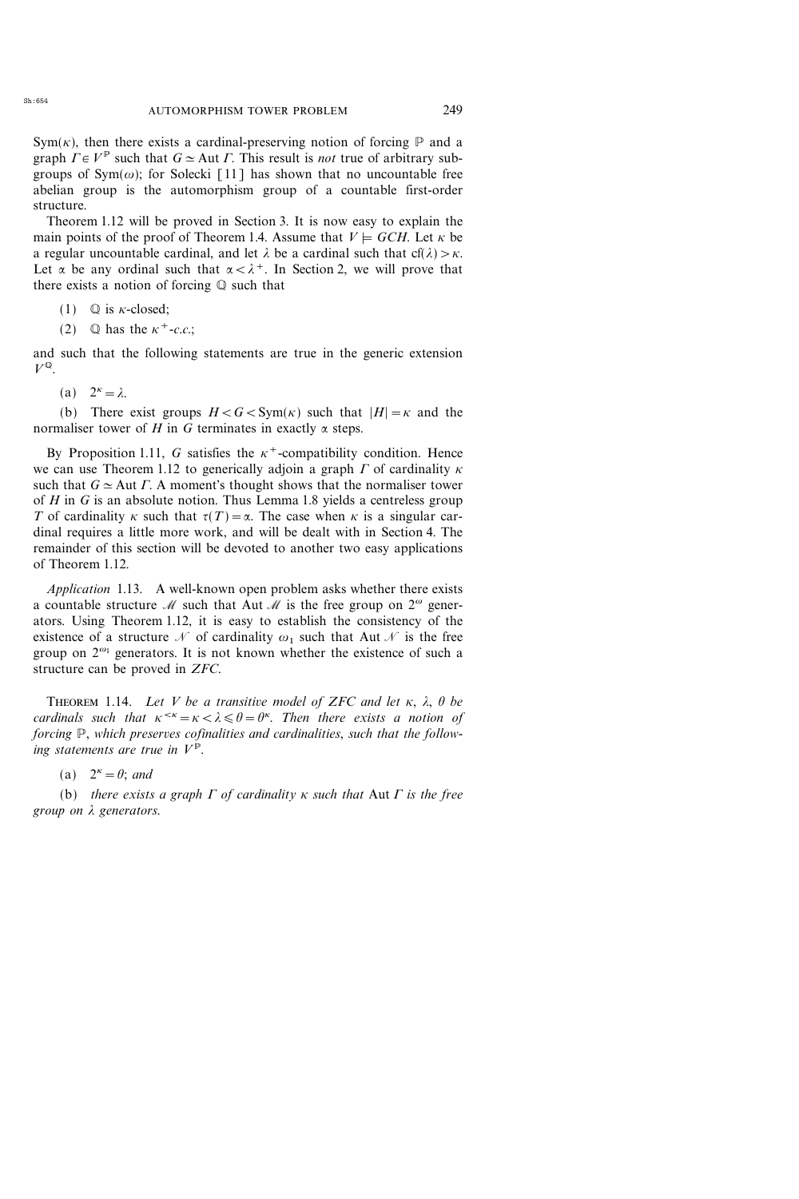$\mathrm{Sym}(\kappa)$, then there exists a cardinal-preserving notion of forcing $\mathbb{P}$ and a graph $\Gamma \in V^{\mathbb{P}}$ such that $G \simeq \mathrm{Aut}\, \Gamma$. This result is *not* true of arbitrary subgroups of $\mathrm{Sym}(\omega)$; for Solecki [11] has shown that no uncountable free abelian group is the automorphism group of a countable first-order structure.

Theorem 1.12 will be proved in Section 3. It is now easy to explain the main points of the proof of Theorem 1.4. Assume that $V \models GCH$. Let $\kappa$ be a regular uncountable cardinal, and let $\lambda$ be a cardinal such that $\mathrm{cf}(\lambda) > \kappa$. Let $\alpha$ be any ordinal such that $\alpha < \lambda^+$. In Section 2, we will prove that there exists a notion of forcing $\mathbb{Q}$ such that

(1) $\mathbb{Q}$ is $\kappa$-closed;

(2) $\mathbb{Q}$ has the $\kappa^+$-*c.c.*;

and such that the following statements are true in the generic extension $V^{\mathbb{Q}}$.

(a) $2^\kappa = \lambda$.

(b) There exist groups $H < G < \mathrm{Sym}(\kappa)$ such that $|H| = \kappa$ and the normaliser tower of $H$ in $G$ terminates in exactly $\alpha$ steps.

By Proposition 1.11, $G$ satisfies the $\kappa^+$-compatibility condition. Hence we can use Theorem 1.12 to generically adjoin a graph $\Gamma$ of cardinality $\kappa$ such that $G \simeq \mathrm{Aut}\, \Gamma$. A moment's thought shows that the normaliser tower of $H$ in $G$ is an absolute notion. Thus Lemma 1.8 yields a centreless group $T$ of cardinality $\kappa$ such that $\tau(T) = \alpha$. The case when $\kappa$ is a singular cardinal requires a little more work, and will be dealt with in Section 4. The remainder of this section will be devoted to another two easy applications of Theorem 1.12.

*Application* 1.13. A well-known open problem asks whether there exists a countable structure $\mathscr{M}$ such that $\mathrm{Aut}\, \mathscr{M}$ is the free group on $2^\omega$ generators. Using Theorem 1.12, it is easy to establish the consistency of the existence of a structure $\mathscr{N}$ of cardinality $\omega_1$ such that $\mathrm{Aut}\, \mathscr{N}$ is the free group on $2^{\omega_1}$ generators. It is not known whether the existence of such a structure can be proved in *ZFC*.

THEOREM 1.14. *Let $V$ be a transitive model of ZFC and let $\kappa$, $\lambda$, $\theta$ be cardinals such that $\kappa^{<\kappa} = \kappa < \lambda \leqslant \theta = \theta^\kappa$. Then there exists a notion of forcing $\mathbb{P}$, which preserves cofinalities and cardinalities, such that the following statements are true in $V^{\mathbb{P}}$.*

(a) *$2^\kappa = \theta$; and*

(b) *there exists a graph $\Gamma$ of cardinality $\kappa$ such that $\mathrm{Aut}\, \Gamma$ is the free group on $\lambda$ generators.*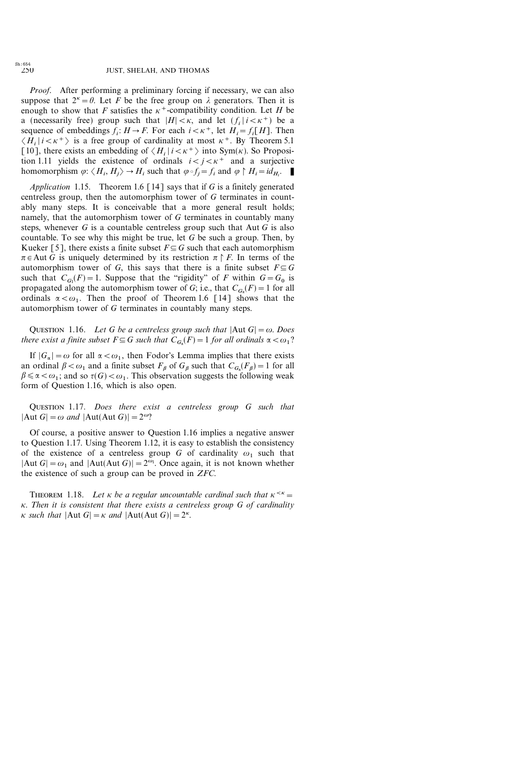*Proof.* After performing a preliminary forcing if necessary, we can also suppose that $2^\kappa = \theta$. Let $F$ be the free group on $\lambda$ generators. Then it is enough to show that $F$ satisfies the $\kappa^+$-compatibility condition. Let $H$ be a (necessarily free) group such that $|H| < \kappa$, and let $(f_i \mid i < \kappa^+)$ be a sequence of embeddings $f_i \colon H \to F$. For each $i < \kappa^+$, let $H_i = f_i[H]$. Then $\langle H_i \mid i < \kappa^+ \rangle$ is a free group of cardinality at most $\kappa^+$. By Theorem 5.1 [10], there exists an embedding of $\langle H_i \mid i < \kappa^+ \rangle$ into $\mathrm{Sym}(\kappa)$. So Proposition 1.11 yields the existence of ordinals $i < j < \kappa^+$ and a surjective homomorphism $\varphi \colon \langle H_i, H_j \rangle \to H_i$ such that $\varphi \circ f_j = f_i$ and $\varphi \upharpoonright H_i = id_{H_i}$. ∎

*Application* 1.15. Theorem 1.6 [14] says that if $G$ is a finitely generated centreless group, then the automorphism tower of $G$ terminates in countably many steps. It is conceivable that a more general result holds; namely, that the automorphism tower of $G$ terminates in countably many steps, whenever $G$ is a countable centreless group such that $\mathrm{Aut}\, G$ is also countable. To see why this might be true, let $G$ be such a group. Then, by Kueker [5], there exists a finite subset $F \subseteq G$ such that each automorphism $\pi \in \mathrm{Aut}\, G$ is uniquely determined by its restriction $\pi \upharpoonright F$. In terms of the automorphism tower of $G$, this says that there is a finite subset $F \subseteq G$ such that $C_{G_1}(F) = 1$. Suppose that the "rigidity" of $F$ within $G = G_0$ is propagated along the automorphism tower of $G$; i.e., that $C_{G_\alpha}(F) = 1$ for all ordinals $\alpha < \omega_1$. Then the proof of Theorem 1.6 [14] shows that the automorphism tower of $G$ terminates in countably many steps.

Question 1.16. *Let $G$ be a centreless group such that $|\mathrm{Aut}\, G| = \omega$. Does there exist a finite subset $F \subseteq G$ such that $C_{G_\alpha}(F) = 1$ for all ordinals $\alpha < \omega_1$?*

If $|G_\alpha| = \omega$ for all $\alpha < \omega_1$, then Fodor's Lemma implies that there exists an ordinal $\beta < \omega_1$ and a finite subset $F_\beta$ of $G_\beta$ such that $C_{G_\alpha}(F_\beta) = 1$ for all $\beta \leqslant \alpha < \omega_1$; and so $\tau(G) < \omega_1$. This observation suggests the following weak form of Question 1.16, which is also open.

Question 1.17. *Does there exist a centreless group $G$ such that $|\mathrm{Aut}\, G| = \omega$ and $|\mathrm{Aut}(\mathrm{Aut}\, G)| = 2^\omega$?*

Of course, a positive answer to Question 1.16 implies a negative answer to Question 1.17. Using Theorem 1.12, it is easy to establish the consistency of the existence of a centreless group $G$ of cardinality $\omega_1$ such that $|\mathrm{Aut}\, G| = \omega_1$ and $|\mathrm{Aut}(\mathrm{Aut}\, G)| = 2^{\omega_1}$. Once again, it is not known whether the existence of such a group can be proved in *ZFC*.

Theorem 1.18. *Let $\kappa$ be a regular uncountable cardinal such that $\kappa^{<\kappa} = \kappa$. Then it is consistent that there exists a centreless group $G$ of cardinality $\kappa$ such that $|\mathrm{Aut}\, G| = \kappa$ and $|\mathrm{Aut}(\mathrm{Aut}\, G)| = 2^\kappa$.*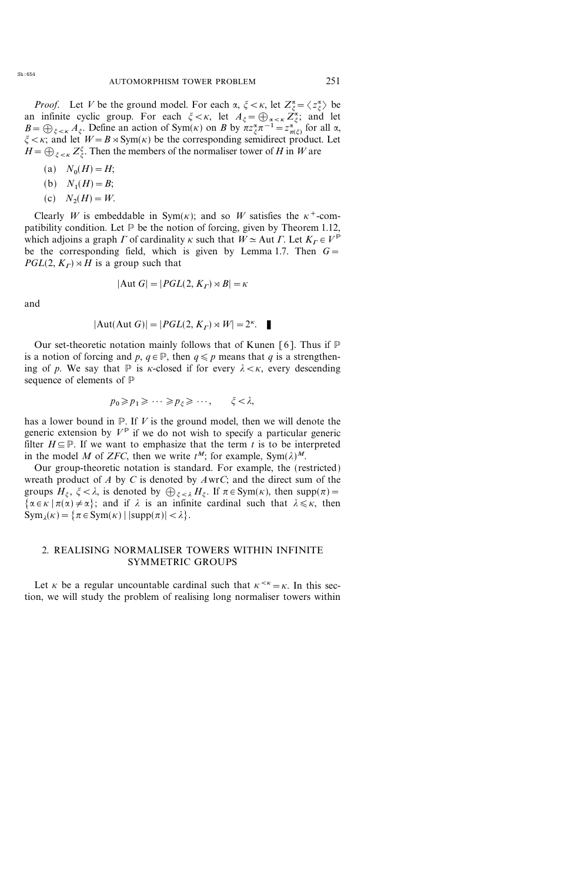*Proof.* Let $V$ be the ground model. For each $\alpha$, $\xi < \kappa$, let $Z^\alpha_\xi = \langle z^\alpha_\xi \rangle$ be an infinite cyclic group. For each $\xi < \kappa$, let $A_\xi = \bigoplus_{\alpha < \kappa} Z^\alpha_\xi$; and let $B = \bigoplus_{\xi < \kappa} A_\xi$. Define an action of $\mathrm{Sym}(\kappa)$ on $B$ by $\pi z^\alpha_\xi \pi^{-1} = z^\alpha_{\pi(\xi)}$ for all $\alpha$, $\xi < \kappa$; and let $W = B \rtimes \mathrm{Sym}(\kappa)$ be the corresponding semidirect product. Let $H = \bigoplus_{\xi < \kappa} Z^\xi_\xi$. Then the members of the normaliser tower of $H$ in $W$ are

(a) $N_0(H) = H$;

(b) $N_1(H) = B$;

(c) $N_2(H) = W$.

Clearly $W$ is embeddable in $\mathrm{Sym}(\kappa)$; and so $W$ satisfies the $\kappa^+$-compatibility condition. Let $\mathbb{P}$ be the notion of forcing, given by Theorem 1.12, which adjoins a graph $\Gamma$ of cardinality $\kappa$ such that $W \simeq \mathrm{Aut}\, \Gamma$. Let $K_\Gamma \in V^{\mathbb{P}}$ be the corresponding field, which is given by Lemma 1.7. Then $G = PGL(2, K_\Gamma) \rtimes H$ is a group such that

$$|\mathrm{Aut}\, G| = |PGL(2, K_\Gamma) \rtimes B| = \kappa$$

and

$$|\mathrm{Aut}(\mathrm{Aut}\, G)| = |PGL(2, K_\Gamma) \rtimes W| = 2^\kappa. \quad \blacksquare$$

Our set-theoretic notation mainly follows that of Kunen [6]. Thus if $\mathbb{P}$ is a notion of forcing and $p, q \in \mathbb{P}$, then $q \leqslant p$ means that $q$ is a strengthening of $p$. We say that $\mathbb{P}$ is $\kappa$-closed if for every $\lambda < \kappa$, every descending sequence of elements of $\mathbb{P}$

$$p_0 \geqslant p_1 \geqslant \cdots \geqslant p_\xi \geqslant \cdots, \qquad \xi < \lambda,$$

has a lower bound in $\mathbb{P}$. If $V$ is the ground model, then we will denote the generic extension by $V^{\mathbb{P}}$ if we do not wish to specify a particular generic filter $H \subseteq \mathbb{P}$. If we want to emphasize that the term $t$ is to be interpreted in the model $M$ of $ZFC$, then we write $t^M$; for example, $\mathrm{Sym}(\lambda)^M$.

Our group-theoretic notation is standard. For example, the (restricted) wreath product of $A$ by $C$ is denoted by $A \operatorname{wr} C$; and the direct sum of the groups $H_\xi$, $\xi < \lambda$, is denoted by $\bigoplus_{\xi < \lambda} H_\xi$. If $\pi \in \mathrm{Sym}(\kappa)$, then $\mathrm{supp}(\pi) = \{\alpha \in \kappa \mid \pi(\alpha) \neq \alpha\}$; and if $\lambda$ is an infinite cardinal such that $\lambda \leqslant \kappa$, then $\mathrm{Sym}_\lambda(\kappa) = \{\pi \in \mathrm{Sym}(\kappa) \mid |\mathrm{supp}(\pi)| < \lambda\}$.

## 2. REALISING NORMALISER TOWERS WITHIN INFINITE SYMMETRIC GROUPS

Let $\kappa$ be a regular uncountable cardinal such that $\kappa^{<\kappa} = \kappa$. In this section, we will study the problem of realising long normaliser towers within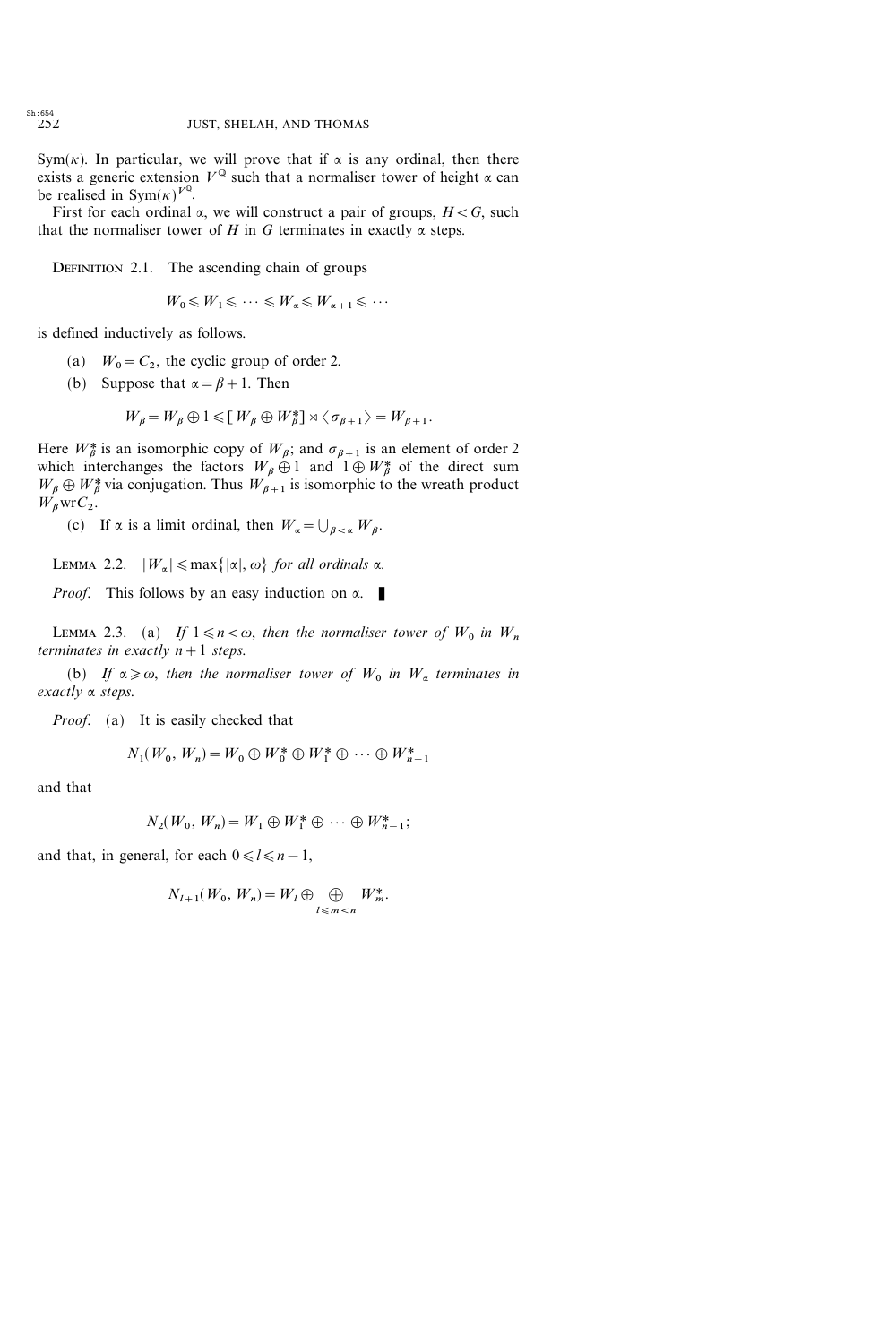Sym($\kappa$). In particular, we will prove that if $\alpha$ is any ordinal, then there exists a generic extension $V^{\mathbb{Q}}$ such that a normaliser tower of height $\alpha$ can be realised in $\mathrm{Sym}(\kappa)^{V^{\mathbb{Q}}}$.

First for each ordinal $\alpha$, we will construct a pair of groups, $H < G$, such that the normaliser tower of $H$ in $G$ terminates in exactly $\alpha$ steps.

Definition 2.1. The ascending chain of groups

$$W_0 \leqslant W_1 \leqslant \cdots \leqslant W_\alpha \leqslant W_{\alpha+1} \leqslant \cdots$$

is defined inductively as follows.

(a) $W_0 = C_2$, the cyclic group of order 2.

(b) Suppose that $\alpha = \beta + 1$. Then

$$W_\beta = W_\beta \oplus 1 \leqslant [W_\beta \oplus W_\beta^*] \rtimes \langle \sigma_{\beta+1} \rangle = W_{\beta+1}.$$

Here $W_\beta^*$ is an isomorphic copy of $W_\beta$; and $\sigma_{\beta+1}$ is an element of order 2 which interchanges the factors $W_\beta \oplus 1$ and $1 \oplus W_\beta^*$ of the direct sum $W_\beta \oplus W_\beta^*$ via conjugation. Thus $W_{\beta+1}$ is isomorphic to the wreath product $W_\beta \operatorname{wr} C_2$.

(c) If $\alpha$ is a limit ordinal, then $W_\alpha = \bigcup_{\beta < \alpha} W_\beta$.

Lemma 2.2. *$|W_\alpha| \leqslant \max\{|\alpha|, \omega\}$ for all ordinals $\alpha$.*

*Proof.* This follows by an easy induction on $\alpha$. ∎

Lemma 2.3. (a) *If $1 \leqslant n < \omega$, then the normaliser tower of $W_0$ in $W_n$ terminates in exactly $n+1$ steps.*

(b) *If $\alpha \geqslant \omega$, then the normaliser tower of $W_0$ in $W_\alpha$ terminates in exactly $\alpha$ steps.*

*Proof.* (a) It is easily checked that

$$N_1(W_0, W_n) = W_0 \oplus W_0^* \oplus W_1^* \oplus \cdots \oplus W_{n-1}^*$$

and that

$$N_2(W_0, W_n) = W_1 \oplus W_1^* \oplus \cdots \oplus W_{n-1}^*;$$

and that, in general, for each $0 \leqslant l \leqslant n-1$,

$$N_{l+1}(W_0, W_n) = W_l \oplus \bigoplus_{l \leqslant m < n} W_m^*.$$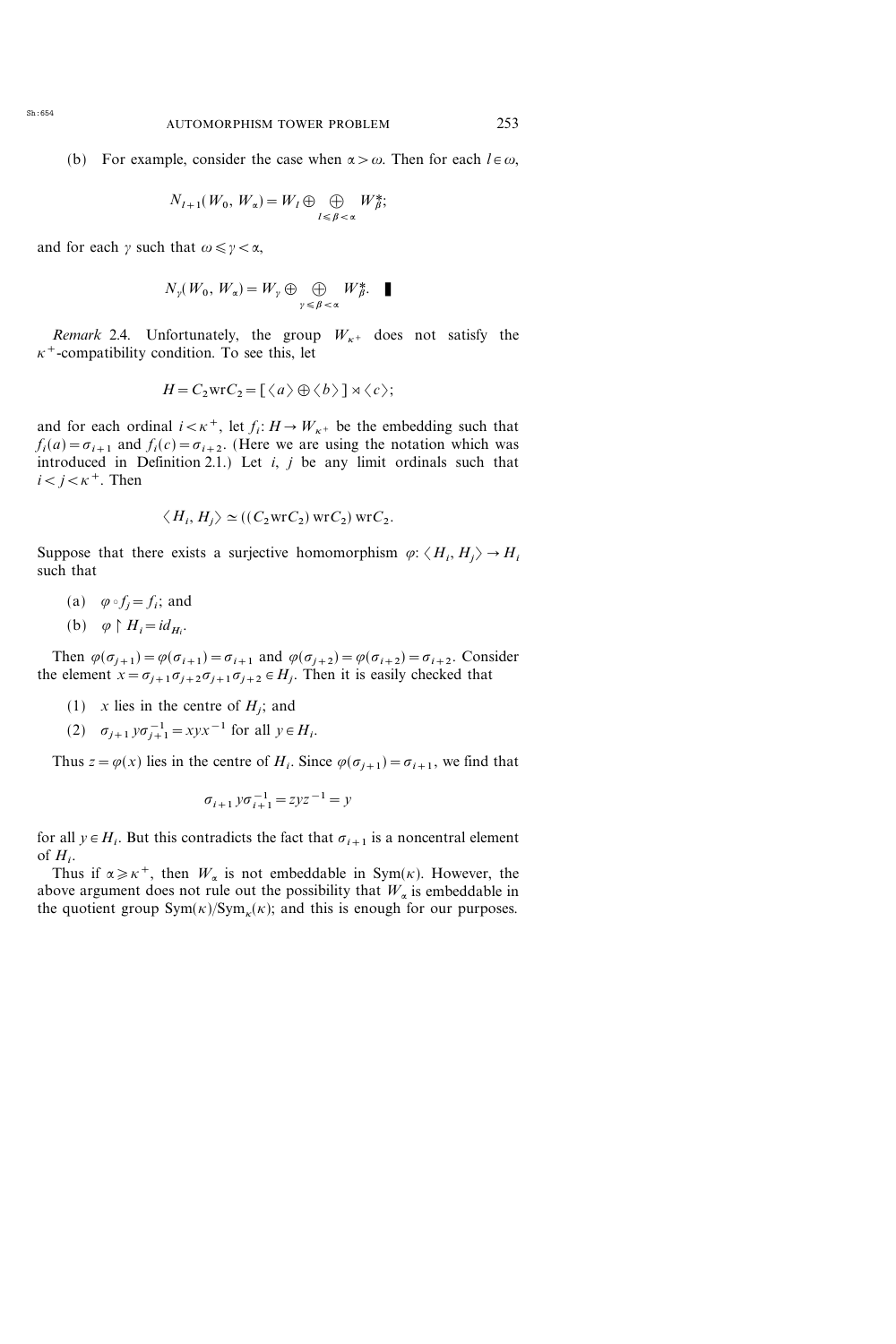(b) For example, consider the case when $\alpha > \omega$. Then for each $l \in \omega$,

$$N_{l+1}(W_0, W_\alpha) = W_l \oplus \bigoplus_{l \leqslant \beta < \alpha} W^*_\beta;$$

and for each $\gamma$ such that $\omega \leqslant \gamma < \alpha$,

$$N_\gamma(W_0, W_\alpha) = W_\gamma \oplus \bigoplus_{\gamma \leqslant \beta < \alpha} W^*_\beta. \quad \blacksquare$$

*Remark* 2.4. Unfortunately, the group $W_{\kappa^+}$ does not satisfy the $\kappa^+$-compatibility condition. To see this, let

$$H = C_2 \operatorname{wr} C_2 = [\langle a \rangle \oplus \langle b \rangle] \rtimes \langle c \rangle;$$

and for each ordinal $i < \kappa^+$, let $f_i : H \to W_{\kappa^+}$ be the embedding such that $f_i(a) = \sigma_{i+1}$ and $f_i(c) = \sigma_{i+2}$. (Here we are using the notation which was introduced in Definition 2.1.) Let $i$, $j$ be any limit ordinals such that $i < j < \kappa^+$. Then

$$\langle H_i, H_j \rangle \simeq ((C_2 \operatorname{wr} C_2) \operatorname{wr} C_2) \operatorname{wr} C_2.$$

Suppose that there exists a surjective homomorphism $\varphi : \langle H_i, H_j \rangle \to H_i$ such that

(a) $\varphi \circ f_j = f_i$; and

(b) $\varphi \upharpoonright H_i = id_{H_i}$.

Then $\varphi(\sigma_{j+1}) = \varphi(\sigma_{i+1}) = \sigma_{i+1}$ and $\varphi(\sigma_{j+2}) = \varphi(\sigma_{i+2}) = \sigma_{i+2}$. Consider the element $x = \sigma_{j+1}\sigma_{j+2}\sigma_{j+1}\sigma_{j+2} \in H_j$. Then it is easily checked that

(1) $x$ lies in the centre of $H_j$; and

(2) $\sigma_{j+1} y \sigma_{j+1}^{-1} = xyx^{-1}$ for all $y \in H_i$.

Thus $z = \varphi(x)$ lies in the centre of $H_i$. Since $\varphi(\sigma_{j+1}) = \sigma_{i+1}$, we find that

$$\sigma_{i+1} y \sigma_{i+1}^{-1} = zyz^{-1} = y$$

for all $y \in H_i$. But this contradicts the fact that $\sigma_{i+1}$ is a noncentral element of $H_i$.

Thus if $\alpha \geqslant \kappa^+$, then $W_\alpha$ is not embeddable in $\operatorname{Sym}(\kappa)$. However, the above argument does not rule out the possibility that $W_\alpha$ is embeddable in the quotient group $\operatorname{Sym}(\kappa)/\operatorname{Sym}_\kappa(\kappa)$; and this is enough for our purposes.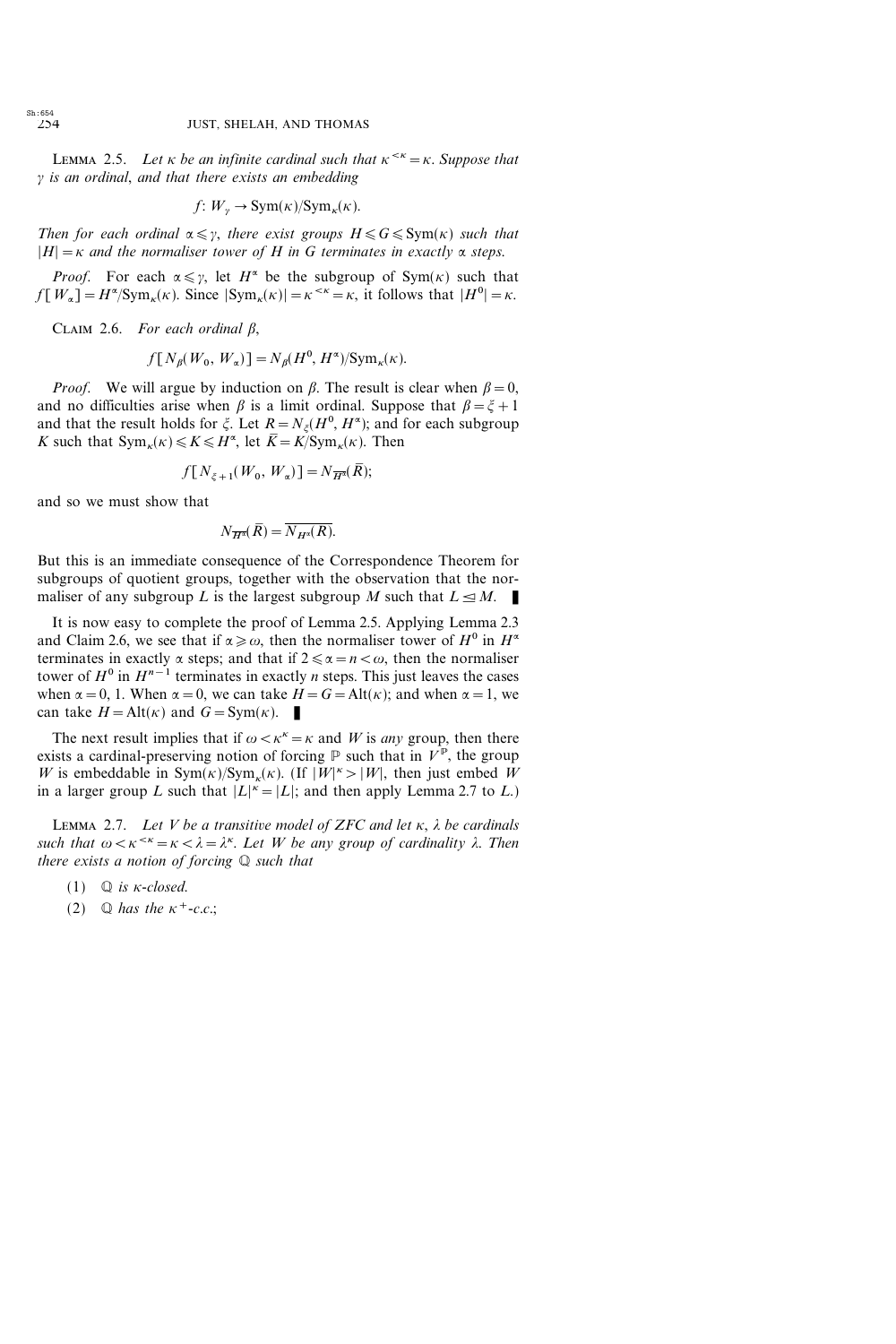**Lemma 2.5.** *Let $\kappa$ be an infinite cardinal such that $\kappa^{<\kappa} = \kappa$. Suppose that $\gamma$ is an ordinal, and that there exists an embedding*

$$f \colon W_\gamma \to \mathrm{Sym}(\kappa)/\mathrm{Sym}_\kappa(\kappa).$$

*Then for each ordinal $\alpha \leqslant \gamma$, there exist groups $H \leqslant G \leqslant \mathrm{Sym}(\kappa)$ such that $|H| = \kappa$ and the normaliser tower of $H$ in $G$ terminates in exactly $\alpha$ steps.*

*Proof.* For each $\alpha \leqslant \gamma$, let $H^\alpha$ be the subgroup of $\mathrm{Sym}(\kappa)$ such that $f[W_\alpha] = H^\alpha/\mathrm{Sym}_\kappa(\kappa)$. Since $|\mathrm{Sym}_\kappa(\kappa)| = \kappa^{<\kappa} = \kappa$, it follows that $|H^0| = \kappa$.

**Claim 2.6.** *For each ordinal $\beta$,*

$$f[N_\beta(W_0, W_\alpha)] = N_\beta(H^0, H^\alpha)/\mathrm{Sym}_\kappa(\kappa).$$

*Proof.* We will argue by induction on $\beta$. The result is clear when $\beta = 0$, and no difficulties arise when $\beta$ is a limit ordinal. Suppose that $\beta = \xi + 1$ and that the result holds for $\xi$. Let $R = N_\xi(H^0, H^\alpha)$; and for each subgroup $K$ such that $\mathrm{Sym}_\kappa(\kappa) \leqslant K \leqslant H^\alpha$, let $\bar{K} = K/\mathrm{Sym}_\kappa(\kappa)$. Then

$$f[N_{\xi+1}(W_0, W_\alpha)] = N_{\overline{H^\alpha}}(\bar{R});$$

and so we must show that

$$N_{\overline{H^\alpha}}(\bar{R}) = \overline{N_{H^\alpha}(R)}.$$

But this is an immediate consequence of the Correspondence Theorem for subgroups of quotient groups, together with the observation that the normaliser of any subgroup $L$ is the largest subgroup $M$ such that $L \trianglelefteq M$. ∎

It is now easy to complete the proof of Lemma 2.5. Applying Lemma 2.3 and Claim 2.6, we see that if $\alpha \geqslant \omega$, then the normaliser tower of $H^0$ in $H^\alpha$ terminates in exactly $\alpha$ steps; and that if $2 \leqslant \alpha = n < \omega$, then the normaliser tower of $H^0$ in $H^{n-1}$ terminates in exactly $n$ steps. This just leaves the cases when $\alpha = 0, 1$. When $\alpha = 0$, we can take $H = G = \mathrm{Alt}(\kappa)$; and when $\alpha = 1$, we can take $H = \mathrm{Alt}(\kappa)$ and $G = \mathrm{Sym}(\kappa)$. ∎

The next result implies that if $\omega < \kappa^\kappa = \kappa$ and $W$ is *any* group, then there exists a cardinal-preserving notion of forcing $\mathbb{P}$ such that in $V^{\mathbb{P}}$, the group $W$ is embeddable in $\mathrm{Sym}(\kappa)/\mathrm{Sym}_\kappa(\kappa)$. (If $|W|^\kappa > |W|$, then just embed $W$ in a larger group $L$ such that $|L|^\kappa = |L|$; and then apply Lemma 2.7 to $L$.)

**Lemma 2.7.** *Let $V$ be a transitive model of ZFC and let $\kappa$, $\lambda$ be cardinals such that $\omega < \kappa^{<\kappa} = \kappa < \lambda = \lambda^\kappa$. Let $W$ be any group of cardinality $\lambda$. Then there exists a notion of forcing $\mathbb{Q}$ such that*

(1) *$\mathbb{Q}$ is $\kappa$-closed.*

(2) *$\mathbb{Q}$ has the $\kappa^+$-c.c.;*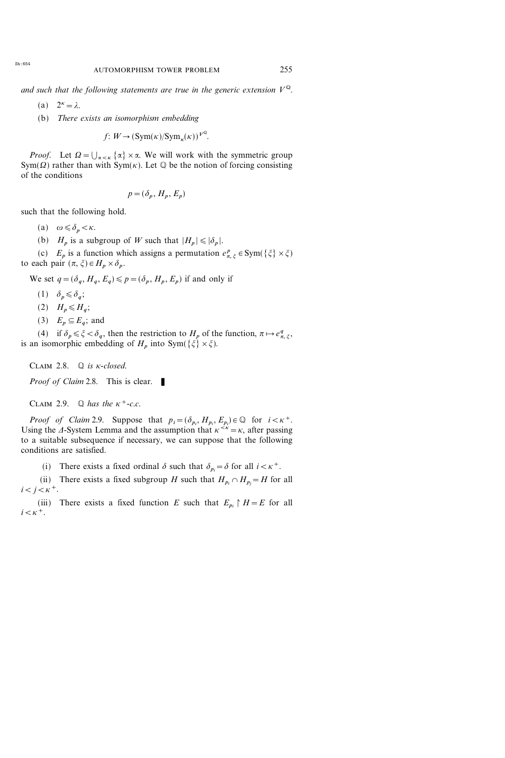*and such that the following statements are true in the generic extension* $V^{\mathbb{Q}}$.

(a) $2^\kappa = \lambda$.

(b) *There exists an isomorphism embedding*

$$f\colon W \to (\mathrm{Sym}(\kappa)/\mathrm{Sym}_\kappa(\kappa))^{V^{\mathbb{Q}}}.$$

*Proof.* Let $\Omega = \bigcup_{\alpha<\kappa} \{\alpha\} \times \alpha$. We will work with the symmetric group $\mathrm{Sym}(\Omega)$ rather than with $\mathrm{Sym}(\kappa)$. Let $\mathbb{Q}$ be the notion of forcing consisting of the conditions

$$p = (\delta_p, H_p, E_p)$$

such that the following hold.

(a) $\omega \leqslant \delta_p < \kappa$.

(b) $H_p$ is a subgroup of $W$ such that $|H_p| \leqslant |\delta_p|$.

(c) $E_p$ is a function which assigns a permutation $e^p_{\pi,\xi} \in \mathrm{Sym}(\{\xi\} \times \xi)$ to each pair $(\pi, \xi) \in H_p \times \delta_p$.

We set $q = (\delta_q, H_q, E_q) \leqslant p = (\delta_p, H_p, E_p)$ if and only if

(1) $\delta_p \leqslant \delta_q$;

(2) $H_p \leqslant H_q$;

(3) $E_p \subseteq E_q$; and

(4) if $\delta_p \leqslant \xi < \delta_q$, then the restriction to $H_p$ of the function, $\pi \mapsto e^q_{\pi,\xi}$, is an isomorphic embedding of $H_p$ into $\mathrm{Sym}(\{\xi\} \times \xi)$.

Claim 2.8. *$\mathbb{Q}$ is $\kappa$-closed.*

*Proof of Claim* 2.8. This is clear. ∎

Claim 2.9. *$\mathbb{Q}$ has the $\kappa^+$-c.c.*

*Proof of Claim* 2.9. Suppose that $p_i = (\delta_{p_i}, H_{p_i}, E_{p_i}) \in \mathbb{Q}$ for $i < \kappa^+$. Using the $\Delta$-System Lemma and the assumption that $\kappa^{<\kappa} = \kappa$, after passing to a suitable subsequence if necessary, we can suppose that the following conditions are satisfied.

(i) There exists a fixed ordinal $\delta$ such that $\delta_{p_i} = \delta$ for all $i < \kappa^+$.

(ii) There exists a fixed subgroup $H$ such that $H_{p_i} \cap H_{p_j} = H$ for all $i < j < \kappa^+$.

(iii) There exists a fixed function $E$ such that $E_{p_i} \upharpoonright H = E$ for all $i < \kappa^+$.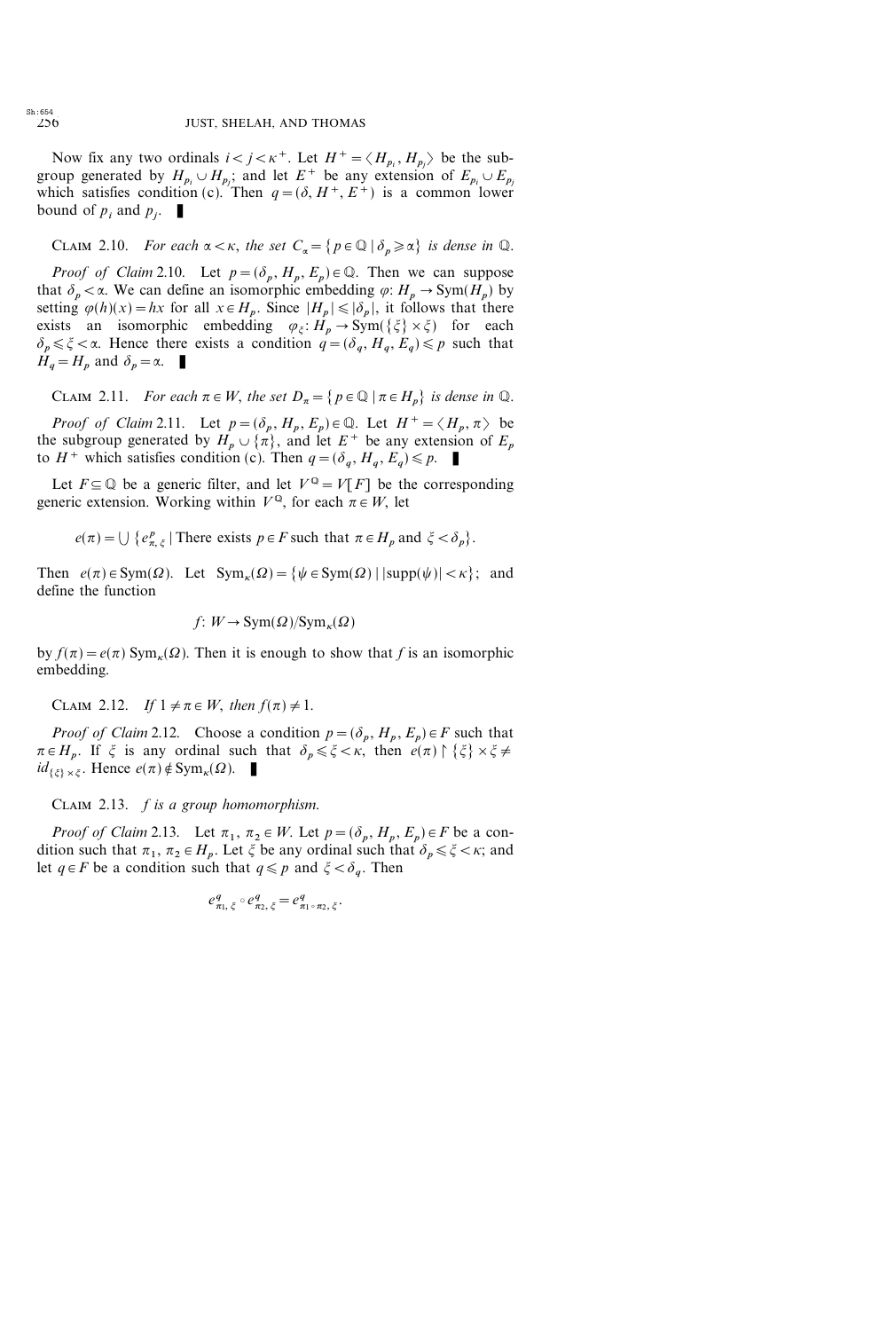Now fix any two ordinals $i < j < \kappa^+$. Let $H^+ = \langle H_{p_i}, H_{p_j} \rangle$ be the subgroup generated by $H_{p_i} \cup H_{p_j}$; and let $E^+$ be any extension of $E_{p_i} \cup E_{p_j}$ which satisfies condition (c). Then $q = (\delta, H^+, E^+)$ is a common lower bound of $p_i$ and $p_j$. ∎

Claim 2.10. *For each $\alpha < \kappa$, the set $C_\alpha = \{ p \in \mathbb{Q} \mid \delta_p \geqslant \alpha \}$ is dense in $\mathbb{Q}$.*

*Proof of Claim* 2.10. Let $p = (\delta_p, H_p, E_p) \in \mathbb{Q}$. Then we can suppose that $\delta_p < \alpha$. We can define an isomorphic embedding $\varphi \colon H_p \to \mathrm{Sym}(H_p)$ by setting $\varphi(h)(x) = hx$ for all $x \in H_p$. Since $|H_p| \leqslant |\delta_p|$, it follows that there exists an isomorphic embedding $\varphi_\xi \colon H_p \to \mathrm{Sym}(\{\xi\} \times \xi)$ for each $\delta_p \leqslant \xi < \alpha$. Hence there exists a condition $q = (\delta_q, H_q, E_q) \leqslant p$ such that $H_q = H_p$ and $\delta_p = \alpha$. ∎

Claim 2.11. *For each $\pi \in W$, the set $D_\pi = \{ p \in \mathbb{Q} \mid \pi \in H_p \}$ is dense in $\mathbb{Q}$.*

*Proof of Claim* 2.11. Let $p = (\delta_p, H_p, E_p) \in \mathbb{Q}$. Let $H^+ = \langle H_p, \pi \rangle$ be the subgroup generated by $H_p \cup \{\pi\}$, and let $E^+$ be any extension of $E_p$ to $H^+$ which satisfies condition (c). Then $q = (\delta_q, H_q, E_q) \leqslant p$. ∎

Let $F \subseteq \mathbb{Q}$ be a generic filter, and let $V^{\mathbb{Q}} = V[F]$ be the corresponding generic extension. Working within $V^{\mathbb{Q}}$, for each $\pi \in W$, let

$$e(\pi) = \bigcup \{ e^p_{\pi, \xi} \mid \text{There exists } p \in F \text{ such that } \pi \in H_p \text{ and } \xi < \delta_p \}.$$

Then $e(\pi) \in \mathrm{Sym}(\Omega)$. Let $\mathrm{Sym}_\kappa(\Omega) = \{ \psi \in \mathrm{Sym}(\Omega) \mid |\mathrm{supp}(\psi)| < \kappa \}$; and define the function

$$f \colon W \to \mathrm{Sym}(\Omega)/\mathrm{Sym}_\kappa(\Omega)$$

by $f(\pi) = e(\pi)\, \mathrm{Sym}_\kappa(\Omega)$. Then it is enough to show that $f$ is an isomorphic embedding.

Claim 2.12. *If $1 \neq \pi \in W$, then $f(\pi) \neq 1$.*

*Proof of Claim* 2.12. Choose a condition $p = (\delta_p, H_p, E_p) \in F$ such that $\pi \in H_p$. If $\xi$ is any ordinal such that $\delta_p \leqslant \xi < \kappa$, then $e(\pi) \restriction \{\xi\} \times \xi \neq id_{\{\xi\} \times \xi}$. Hence $e(\pi) \notin \mathrm{Sym}_\kappa(\Omega)$. ∎

Claim 2.13. *$f$ is a group homomorphism.*

*Proof of Claim* 2.13. Let $\pi_1, \pi_2 \in W$. Let $p = (\delta_p, H_p, E_p) \in F$ be a condition such that $\pi_1, \pi_2 \in H_p$. Let $\xi$ be any ordinal such that $\delta_p \leqslant \xi < \kappa$; and let $q \in F$ be a condition such that $q \leqslant p$ and $\xi < \delta_q$. Then

$$e^q_{\pi_1, \xi} \circ e^q_{\pi_2, \xi} = e^q_{\pi_1 \circ \pi_2, \xi}.$$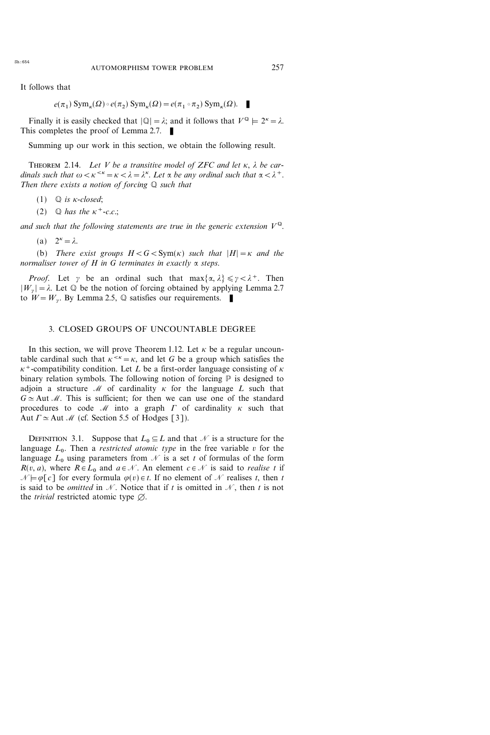It follows that

$$e(\pi_1)\,\mathrm{Sym}_\kappa(\Omega) \circ e(\pi_2)\,\mathrm{Sym}_\kappa(\Omega) = e(\pi_1 \circ \pi_2)\,\mathrm{Sym}_\kappa(\Omega). \quad \blacksquare$$

Finally it is easily checked that $|\mathbb{Q}| = \lambda$; and it follows that $V^{\mathbb{Q}} \models 2^\kappa = \lambda$. This completes the proof of Lemma 2.7. $\blacksquare$

Summing up our work in this section, we obtain the following result.

THEOREM 2.14. *Let $V$ be a transitive model of ZFC and let $\kappa$, $\lambda$ be cardinals such that $\omega < \kappa^{<\kappa} = \kappa < \lambda = \lambda^\kappa$. Let $\alpha$ be any ordinal such that $\alpha < \lambda^+$. Then there exists a notion of forcing $\mathbb{Q}$ such that*

(1) *$\mathbb{Q}$ is $\kappa$-closed*;

(2) *$\mathbb{Q}$ has the $\kappa^+$-c.c.*;

*and such that the following statements are true in the generic extension $V^{\mathbb{Q}}$.*

(a) *$2^\kappa = \lambda$.*

(b) *There exist groups $H < G < \mathrm{Sym}(\kappa)$ such that $|H| = \kappa$ and the normaliser tower of $H$ in $G$ terminates in exactly $\alpha$ steps.*

*Proof.* Let $\gamma$ be an ordinal such that $\max\{\alpha, \lambda\} \leqslant \gamma < \lambda^+$. Then $|W_\gamma| = \lambda$. Let $\mathbb{Q}$ be the notion of forcing obtained by applying Lemma 2.7 to $W = W_\gamma$. By Lemma 2.5, $\mathbb{Q}$ satisfies our requirements. $\blacksquare$

## 3. CLOSED GROUPS OF UNCOUNTABLE DEGREE

In this section, we will prove Theorem 1.12. Let $\kappa$ be a regular uncountable cardinal such that $\kappa^{<\kappa} = \kappa$, and let $G$ be a group which satisfies the $\kappa^+$-compatibility condition. Let $L$ be a first-order language consisting of $\kappa$ binary relation symbols. The following notion of forcing $\mathbb{P}$ is designed to adjoin a structure $\mathcal{M}$ of cardinality $\kappa$ for the language $L$ such that $G \simeq \mathrm{Aut}\,\mathcal{M}$. This is sufficient; for then we can use one of the standard procedures to code $\mathcal{M}$ into a graph $\Gamma$ of cardinality $\kappa$ such that $\mathrm{Aut}\,\Gamma \simeq \mathrm{Aut}\,\mathcal{M}$ (cf. Section 5.5 of Hodges [3]).

DEFINITION 3.1. Suppose that $L_0 \subseteq L$ and that $\mathcal{N}$ is a structure for the language $L_0$. Then a *restricted atomic type* in the free variable $v$ for the language $L_0$ using parameters from $\mathcal{N}$ is a set $t$ of formulas of the form $R(v, a)$, where $R \in L_0$ and $a \in \mathcal{N}$. An element $c \in \mathcal{N}$ is said to *realise* $t$ if $\mathcal{N} \models \varphi[c]$ for every formula $\varphi(v) \in t$. If no element of $\mathcal{N}$ realises $t$, then $t$ is said to be *omitted* in $\mathcal{N}$. Notice that if $t$ is omitted in $\mathcal{N}$, then $t$ is not the *trivial* restricted atomic type $\varnothing$.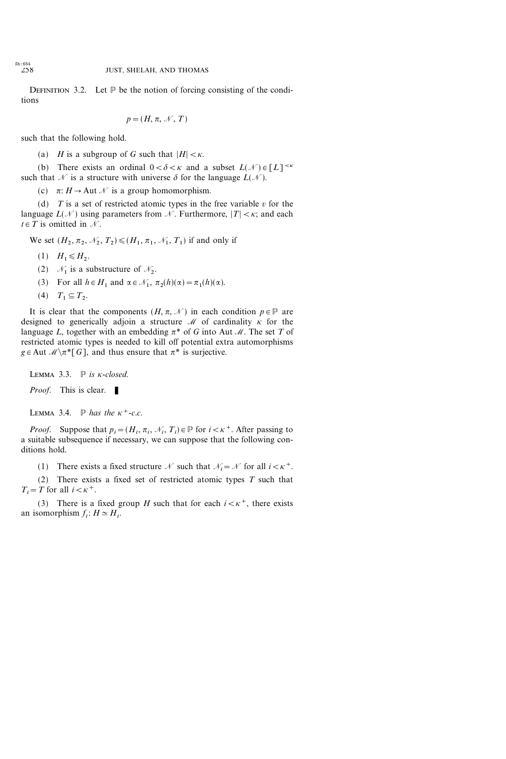**Definition 3.2.** Let $\mathbb{P}$ be the notion of forcing consisting of the conditions

$$p = (H, \pi, \mathcal{N}, T)$$

such that the following hold.

(a) $H$ is a subgroup of $G$ such that $|H| < \kappa$.

(b) There exists an ordinal $0 < \delta < \kappa$ and a subset $L(\mathcal{N}) \in [L]^{<\kappa}$ such that $\mathcal{N}$ is a structure with universe $\delta$ for the language $L(\mathcal{N})$.

(c) $\pi \colon H \to \operatorname{Aut} \mathcal{N}$ is a group homomorphism.

(d) $T$ is a set of restricted atomic types in the free variable $v$ for the language $L(\mathcal{N})$ using parameters from $\mathcal{N}$. Furthermore, $|T| < \kappa$; and each $t \in T$ is omitted in $\mathcal{N}$.

We set $(H_2, \pi_2, \mathcal{N}_2, T_2) \leqslant (H_1, \pi_1, \mathcal{N}_1, T_1)$ if and only if

(1) $H_1 \leqslant H_2$.

(2) $\mathcal{N}_1$ is a substructure of $\mathcal{N}_2$.

(3) For all $h \in H_1$ and $\alpha \in \mathcal{N}_1$, $\pi_2(h)(\alpha) = \pi_1(h)(\alpha)$.

(4) $T_1 \subseteq T_2$.

It is clear that the components $(H, \pi, \mathcal{N})$ in each condition $p \in \mathbb{P}$ are designed to generically adjoin a structure $\mathcal{M}$ of cardinality $\kappa$ for the language $L$, together with an embedding $\pi^*$ of $G$ into $\operatorname{Aut} \mathcal{M}$. The set $T$ of restricted atomic types is needed to kill off potential extra automorphisms $g \in \operatorname{Aut} \mathcal{M} \setminus \pi^*[G]$, and thus ensure that $\pi^*$ is surjective.

**Lemma 3.3.** *$\mathbb{P}$ is $\kappa$-closed.*

*Proof.* This is clear. ∎

**Lemma 3.4.** *$\mathbb{P}$ has the $\kappa^+$-c.c.*

*Proof.* Suppose that $p_i = (H_i, \pi_i, \mathcal{N}_i, T_i) \in \mathbb{P}$ for $i < \kappa^+$. After passing to a suitable subsequence if necessary, we can suppose that the following conditions hold.

(1) There exists a fixed structure $\mathcal{N}$ such that $\mathcal{N}_i = \mathcal{N}$ for all $i < \kappa^+$.

(2) There exists a fixed set of restricted atomic types $T$ such that $T_i = T$ for all $i < \kappa^+$.

(3) There is a fixed group $H$ such that for each $i < \kappa^+$, there exists an isomorphism $f_i \colon H \simeq H_i$.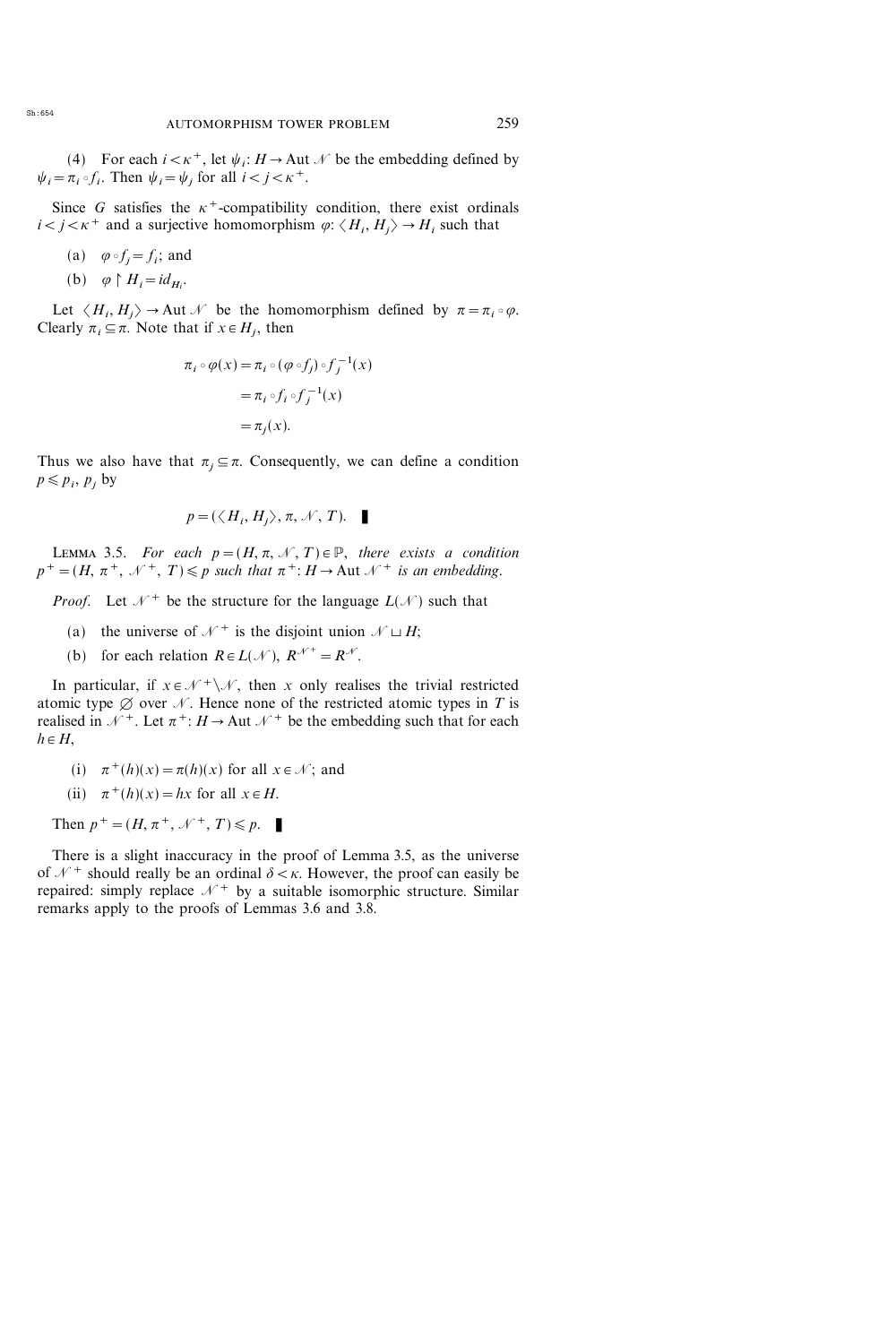(4) For each $i < \kappa^+$, let $\psi_i : H \to \operatorname{Aut} \mathcal{N}$ be the embedding defined by $\psi_i = \pi_i \circ f_i$. Then $\psi_i = \psi_j$ for all $i < j < \kappa^+$.

Since $G$ satisfies the $\kappa^+$-compatibility condition, there exist ordinals $i < j < \kappa^+$ and a surjective homomorphism $\varphi : \langle H_i, H_j \rangle \to H_i$ such that

(a) $\varphi \circ f_j = f_i$; and

(b) $\varphi \restriction H_i = id_{H_i}$.

Let $\langle H_i, H_j \rangle \to \operatorname{Aut} \mathcal{N}$ be the homomorphism defined by $\pi = \pi_i \circ \varphi$. Clearly $\pi_i \subseteq \pi$. Note that if $x \in H_j$, then

$$
\begin{aligned}
\pi_i \circ \varphi(x) &= \pi_i \circ (\varphi \circ f_j) \circ f_j^{-1}(x) \\
&= \pi_i \circ f_i \circ f_j^{-1}(x) \\
&= \pi_j(x).
\end{aligned}
$$

Thus we also have that $\pi_j \subseteq \pi$. Consequently, we can define a condition $p \leqslant p_i, p_j$ by

$$
p = (\langle H_i, H_j \rangle, \pi, \mathcal{N}, T). \quad \blacksquare
$$

LEMMA 3.5. *For each $p = (H, \pi, \mathcal{N}, T) \in \mathbb{P}$, there exists a condition $p^+ = (H, \pi^+, \mathcal{N}^+, T) \leqslant p$ such that $\pi^+ : H \to \operatorname{Aut} \mathcal{N}^+$ is an embedding.*

*Proof.* Let $\mathcal{N}^+$ be the structure for the language $L(\mathcal{N})$ such that

(a) the universe of $\mathcal{N}^+$ is the disjoint union $\mathcal{N} \sqcup H$;

(b) for each relation $R \in L(\mathcal{N})$, $R^{\mathcal{N}^+} = R^{\mathcal{N}}$.

In particular, if $x \in \mathcal{N}^+ \setminus \mathcal{N}$, then $x$ only realises the trivial restricted atomic type $\varnothing$ over $\mathcal{N}$. Hence none of the restricted atomic types in $T$ is realised in $\mathcal{N}^+$. Let $\pi^+ : H \to \operatorname{Aut} \mathcal{N}^+$ be the embedding such that for each $h \in H$,

(i) $\pi^+(h)(x) = \pi(h)(x)$ for all $x \in \mathcal{N}$; and

(ii) $\pi^+(h)(x) = hx$ for all $x \in H$.

Then $p^+ = (H, \pi^+, \mathcal{N}^+, T) \leqslant p$. $\blacksquare$

There is a slight inaccuracy in the proof of Lemma 3.5, as the universe of $\mathcal{N}^+$ should really be an ordinal $\delta < \kappa$. However, the proof can easily be repaired: simply replace $\mathcal{N}^+$ by a suitable isomorphic structure. Similar remarks apply to the proofs of Lemmas 3.6 and 3.8.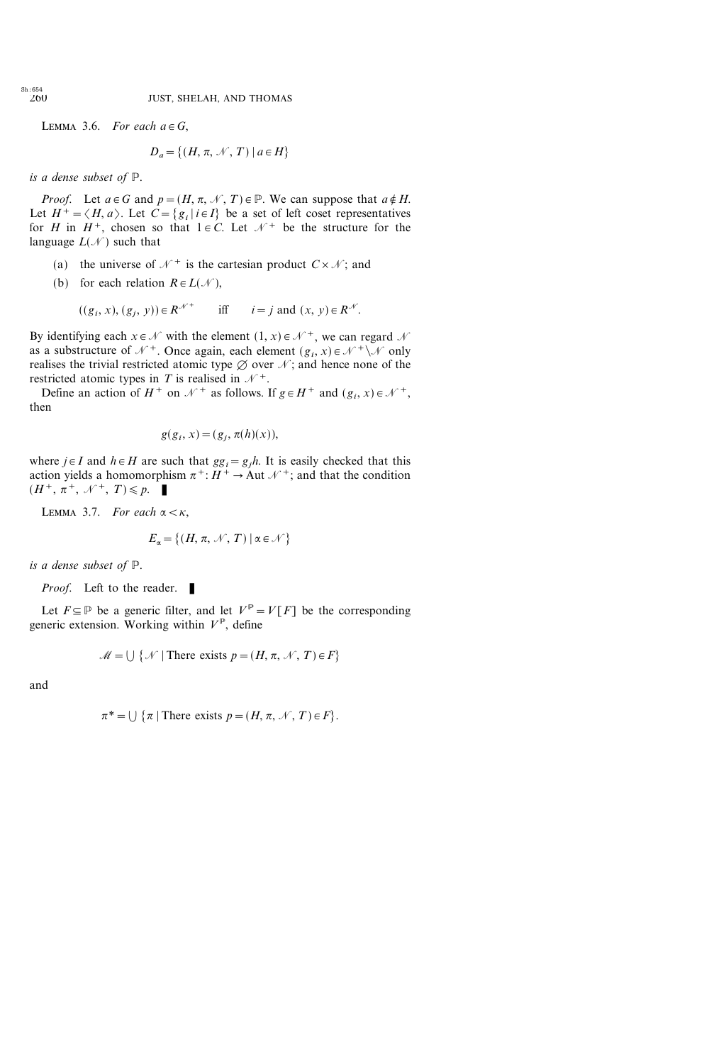LEMMA 3.6. *For each* $a \in G$,

$$D_a = \{(H, \pi, \mathcal{N}, T) \mid a \in H\}$$

*is a dense subset of* $\mathbb{P}$.

*Proof.* Let $a \in G$ and $p = (H, \pi, \mathcal{N}, T) \in \mathbb{P}$. We can suppose that $a \notin H$. Let $H^+ = \langle H, a \rangle$. Let $C = \{g_i \mid i \in I\}$ be a set of left coset representatives for $H$ in $H^+$, chosen so that $1 \in C$. Let $\mathcal{N}^+$ be the structure for the language $L(\mathcal{N})$ such that

(a) the universe of $\mathcal{N}^+$ is the cartesian product $C \times \mathcal{N}$; and

(b) for each relation $R \in L(\mathcal{N})$,

$$((g_i, x), (g_j, y)) \in R^{\mathcal{N}^+} \quad \text{iff} \quad i = j \text{ and } (x, y) \in R^{\mathcal{N}}.$$

By identifying each $x \in \mathcal{N}$ with the element $(1, x) \in \mathcal{N}^+$, we can regard $\mathcal{N}$ as a substructure of $\mathcal{N}^+$. Once again, each element $(g_i, x) \in \mathcal{N}^+ \setminus \mathcal{N}$ only realises the trivial restricted atomic type $\varnothing$ over $\mathcal{N}$; and hence none of the restricted atomic types in $T$ is realised in $\mathcal{N}^+$.

Define an action of $H^+$ on $\mathcal{N}^+$ as follows. If $g \in H^+$ and $(g_i, x) \in \mathcal{N}^+$, then

$$g(g_i, x) = (g_j, \pi(h)(x)),$$

where $j \in I$ and $h \in H$ are such that $gg_i = g_j h$. It is easily checked that this action yields a homomorphism $\pi^+ : H^+ \to \operatorname{Aut} \mathcal{N}^+$; and that the condition $(H^+, \pi^+, \mathcal{N}^+, T) \leqslant p$. ∎

LEMMA 3.7. *For each* $\alpha < \kappa$,

$$E_\alpha = \{(H, \pi, \mathcal{N}, T) \mid \alpha \in \mathcal{N}\}$$

*is a dense subset of* $\mathbb{P}$.

*Proof.* Left to the reader. ∎

Let $F \subseteq \mathbb{P}$ be a generic filter, and let $V^{\mathbb{P}} = V[F]$ be the corresponding generic extension. Working within $V^{\mathbb{P}}$, define

$$\mathcal{M} = \bigcup \{\mathcal{N} \mid \text{There exists } p = (H, \pi, \mathcal{N}, T) \in F\}$$

and

$$\pi^* = \bigcup \{\pi \mid \text{There exists } p = (H, \pi, \mathcal{N}, T) \in F\}.$$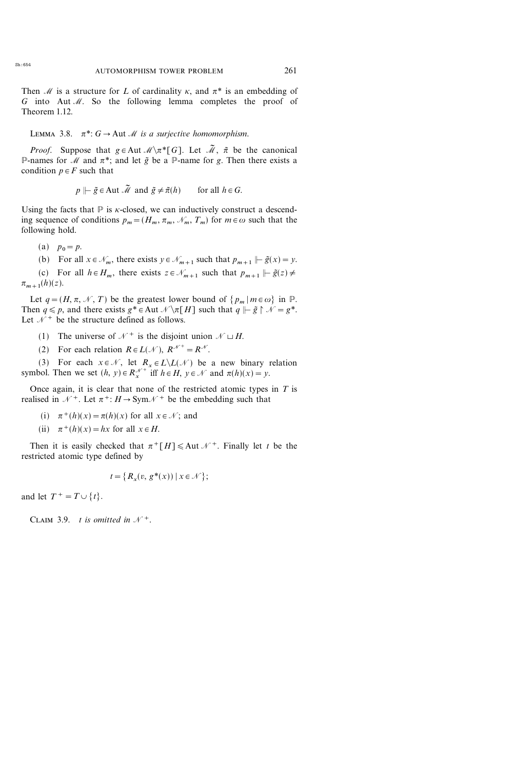Then $\mathcal{M}$ is a structure for $L$ of cardinality $\kappa$, and $\pi^*$ is an embedding of $G$ into $\operatorname{Aut} \mathcal{M}$. So the following lemma completes the proof of Theorem 1.12.

LEMMA 3.8. *$\pi^*: G \to \operatorname{Aut} \mathcal{M}$ is a surjective homomorphism.*

*Proof.* Suppose that $g \in \operatorname{Aut} \mathcal{M} \backslash \pi^*[G]$. Let $\tilde{\mathcal{M}}$, $\tilde{\pi}$ be the canonical $\mathbb{P}$-names for $\mathcal{M}$ and $\pi^*$; and let $\tilde{g}$ be a $\mathbb{P}$-name for $g$. Then there exists a condition $p \in F$ such that

$$p \Vdash \tilde{g} \in \operatorname{Aut} \tilde{\mathcal{M}} \text{ and } \tilde{g} \neq \tilde{\pi}(h) \qquad \text{for all } h \in G.$$

Using the facts that $\mathbb{P}$ is $\kappa$-closed, we can inductively construct a descending sequence of conditions $p_m = (H_m, \pi_m, \mathcal{N}_m, T_m)$ for $m \in \omega$ such that the following hold.

(a) $p_0 = p$.

(b) For all $x \in \mathcal{N}_m$, there exists $y \in \mathcal{N}_{m+1}$ such that $p_{m+1} \Vdash \tilde{g}(x) = y$.

(c) For all $h \in H_m$, there exists $z \in \mathcal{N}_{m+1}$ such that $p_{m+1} \Vdash \tilde{g}(z) \neq \pi_{m+1}(h)(z)$.

Let $q = (H, \pi, \mathcal{N}, T)$ be the greatest lower bound of $\{p_m \mid m \in \omega\}$ in $\mathbb{P}$. Then $q \leqslant p$, and there exists $g^* \in \operatorname{Aut} \mathcal{N} \backslash \pi[H]$ such that $q \Vdash \tilde{g} \upharpoonright \mathcal{N} = g^*$. Let $\mathcal{N}^+$ be the structure defined as follows.

(1) The universe of $\mathcal{N}^+$ is the disjoint union $\mathcal{N} \sqcup H$.

(2) For each relation $R \in L(\mathcal{N})$, $R^{\mathcal{N}^+} = R^{\mathcal{N}}$.

(3) For each $x \in \mathcal{N}$, let $R_x \in L \backslash L(\mathcal{N})$ be a new binary relation symbol. Then we set $(h, y) \in R_x^{\mathcal{N}^+}$ iff $h \in H$, $y \in \mathcal{N}$ and $\pi(h)(x) = y$.

Once again, it is clear that none of the restricted atomic types in $T$ is realised in $\mathcal{N}^+$. Let $\pi^+: H \to \operatorname{Sym} \mathcal{N}^+$ be the embedding such that

(i) $\pi^+(h)(x) = \pi(h)(x)$ for all $x \in \mathcal{N}$; and

(ii) $\pi^+(h)(x) = hx$ for all $x \in H$.

Then it is easily checked that $\pi^+[H] \leqslant \operatorname{Aut} \mathcal{N}^+$. Finally let $t$ be the restricted atomic type defined by

$$t = \{R_x(v, g^*(x)) \mid x \in \mathcal{N}\};$$

and let $T^+ = T \cup \{t\}$.

CLAIM 3.9. *$t$ is omitted in $\mathcal{N}^+$.*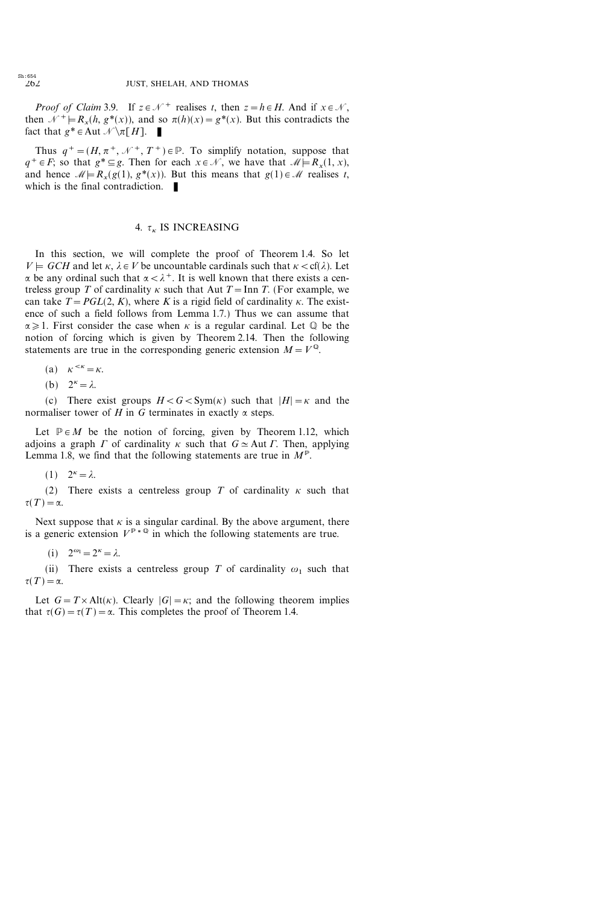*Proof of Claim* 3.9. If $z \in \mathcal{N}^+$ realises $t$, then $z = h \in H$. And if $x \in \mathcal{N}$, then $\mathcal{N}^+ \models R_x(h, g^*(x))$, and so $\pi(h)(x) = g^*(x)$. But this contradicts the fact that $g^* \in \operatorname{Aut} \mathcal{N} \setminus \pi[H]$. ∎

Thus $q^+ = (H, \pi^+, \mathcal{N}^+, T^+) \in \mathbb{P}$. To simplify notation, suppose that $q^+ \in F$; so that $g^* \subseteq g$. Then for each $x \in \mathcal{N}$, we have that $\mathcal{M} \models R_x(1, x)$, and hence $\mathcal{M} \models R_x(g(1), g^*(x))$. But this means that $g(1) \in \mathcal{M}$ realises $t$, which is the final contradiction. ∎

## 4. $\tau_\kappa$ IS INCREASING

In this section, we will complete the proof of Theorem 1.4. So let $V \models GCH$ and let $\kappa, \lambda \in V$ be uncountable cardinals such that $\kappa < \operatorname{cf}(\lambda)$. Let $\alpha$ be any ordinal such that $\alpha < \lambda^+$. It is well known that there exists a centreless group $T$ of cardinality $\kappa$ such that $\operatorname{Aut} T = \operatorname{Inn} T$. (For example, we can take $T = PGL(2, K)$, where $K$ is a rigid field of cardinality $\kappa$. The existence of such a field follows from Lemma 1.7.) Thus we can assume that $\alpha \geqslant 1$. First consider the case when $\kappa$ is a regular cardinal. Let $\mathbb{Q}$ be the notion of forcing which is given by Theorem 2.14. Then the following statements are true in the corresponding generic extension $M = V^{\mathbb{Q}}$.

(a) $\kappa^{<\kappa} = \kappa$.

(b) $2^\kappa = \lambda$.

(c) There exist groups $H < G < \operatorname{Sym}(\kappa)$ such that $|H| = \kappa$ and the normaliser tower of $H$ in $G$ terminates in exactly $\alpha$ steps.

Let $\mathbb{P} \in M$ be the notion of forcing, given by Theorem 1.12, which adjoins a graph $\Gamma$ of cardinality $\kappa$ such that $G \simeq \operatorname{Aut} \Gamma$. Then, applying Lemma 1.8, we find that the following statements are true in $M^{\mathbb{P}}$.

(1) $2^\kappa = \lambda$.

(2) There exists a centreless group $T$ of cardinality $\kappa$ such that $\tau(T) = \alpha$.

Next suppose that $\kappa$ is a singular cardinal. By the above argument, there is a generic extension $V^{\mathbb{P} * \mathbb{Q}}$ in which the following statements are true.

(i) $2^{\omega_1} = 2^\kappa = \lambda$.

(ii) There exists a centreless group $T$ of cardinality $\omega_1$ such that $\tau(T) = \alpha$.

Let $G = T \times \operatorname{Alt}(\kappa)$. Clearly $|G| = \kappa$; and the following theorem implies that $\tau(G) = \tau(T) = \alpha$. This completes the proof of Theorem 1.4.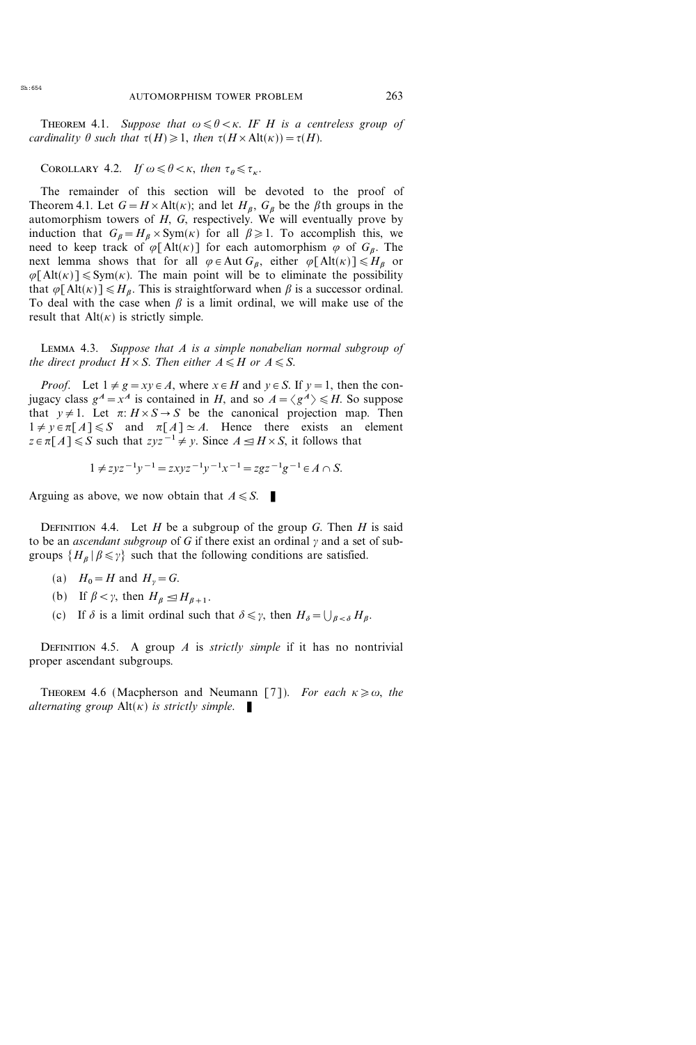**Theorem 4.1.** *Suppose that $\omega \leqslant \theta < \kappa$. IF $H$ is a centreless group of cardinality $\theta$ such that $\tau(H) \geqslant 1$, then $\tau(H \times \operatorname{Alt}(\kappa)) = \tau(H)$.*

**Corollary 4.2.** *If $\omega \leqslant \theta < \kappa$, then $\tau_\theta \leqslant \tau_\kappa$.*

The remainder of this section will be devoted to the proof of Theorem 4.1. Let $G = H \times \operatorname{Alt}(\kappa)$; and let $H_\beta$, $G_\beta$ be the $\beta$th groups in the automorphism towers of $H$, $G$, respectively. We will eventually prove by induction that $G_\beta = H_\beta \times \operatorname{Sym}(\kappa)$ for all $\beta \geqslant 1$. To accomplish this, we need to keep track of $\varphi[\operatorname{Alt}(\kappa)]$ for each automorphism $\varphi$ of $G_\beta$. The next lemma shows that for all $\varphi \in \operatorname{Aut} G_\beta$, either $\varphi[\operatorname{Alt}(\kappa)] \leqslant H_\beta$ or $\varphi[\operatorname{Alt}(\kappa)] \leqslant \operatorname{Sym}(\kappa)$. The main point will be to eliminate the possibility that $\varphi[\operatorname{Alt}(\kappa)] \leqslant H_\beta$. This is straightforward when $\beta$ is a successor ordinal. To deal with the case when $\beta$ is a limit ordinal, we will make use of the result that $\operatorname{Alt}(\kappa)$ is strictly simple.

**Lemma 4.3.** *Suppose that $A$ is a simple nonabelian normal subgroup of the direct product $H \times S$. Then either $A \leqslant H$ or $A \leqslant S$.*

*Proof.* Let $1 \neq g = xy \in A$, where $x \in H$ and $y \in S$. If $y = 1$, then the conjugacy class $g^A = x^A$ is contained in $H$, and so $A = \langle g^A \rangle \leqslant H$. So suppose that $y \neq 1$. Let $\pi\colon H \times S \to S$ be the canonical projection map. Then $1 \neq y \in \pi[A] \leqslant S$ and $\pi[A] \simeq A$. Hence there exists an element $z \in \pi[A] \leqslant S$ such that $zyz^{-1} \neq y$. Since $A \trianglelefteq H \times S$, it follows that

$$1 \neq zyz^{-1}y^{-1} = zxyz^{-1}y^{-1}x^{-1} = zgz^{-1}g^{-1} \in A \cap S.$$

Arguing as above, we now obtain that $A \leqslant S$. ∎

**Definition 4.4.** Let $H$ be a subgroup of the group $G$. Then $H$ is said to be an *ascendant subgroup* of $G$ if there exist an ordinal $\gamma$ and a set of subgroups $\{H_\beta \mid \beta \leqslant \gamma\}$ such that the following conditions are satisfied.

(a) $H_0 = H$ and $H_\gamma = G$.

(b) If $\beta < \gamma$, then $H_\beta \trianglelefteq H_{\beta+1}$.

(c) If $\delta$ is a limit ordinal such that $\delta \leqslant \gamma$, then $H_\delta = \bigcup_{\beta < \delta} H_\beta$.

**Definition 4.5.** A group $A$ is *strictly simple* if it has no nontrivial proper ascendant subgroups.

**Theorem 4.6** (Macpherson and Neumann [7]). *For each $\kappa \geqslant \omega$, the alternating group $\operatorname{Alt}(\kappa)$ is strictly simple.* ∎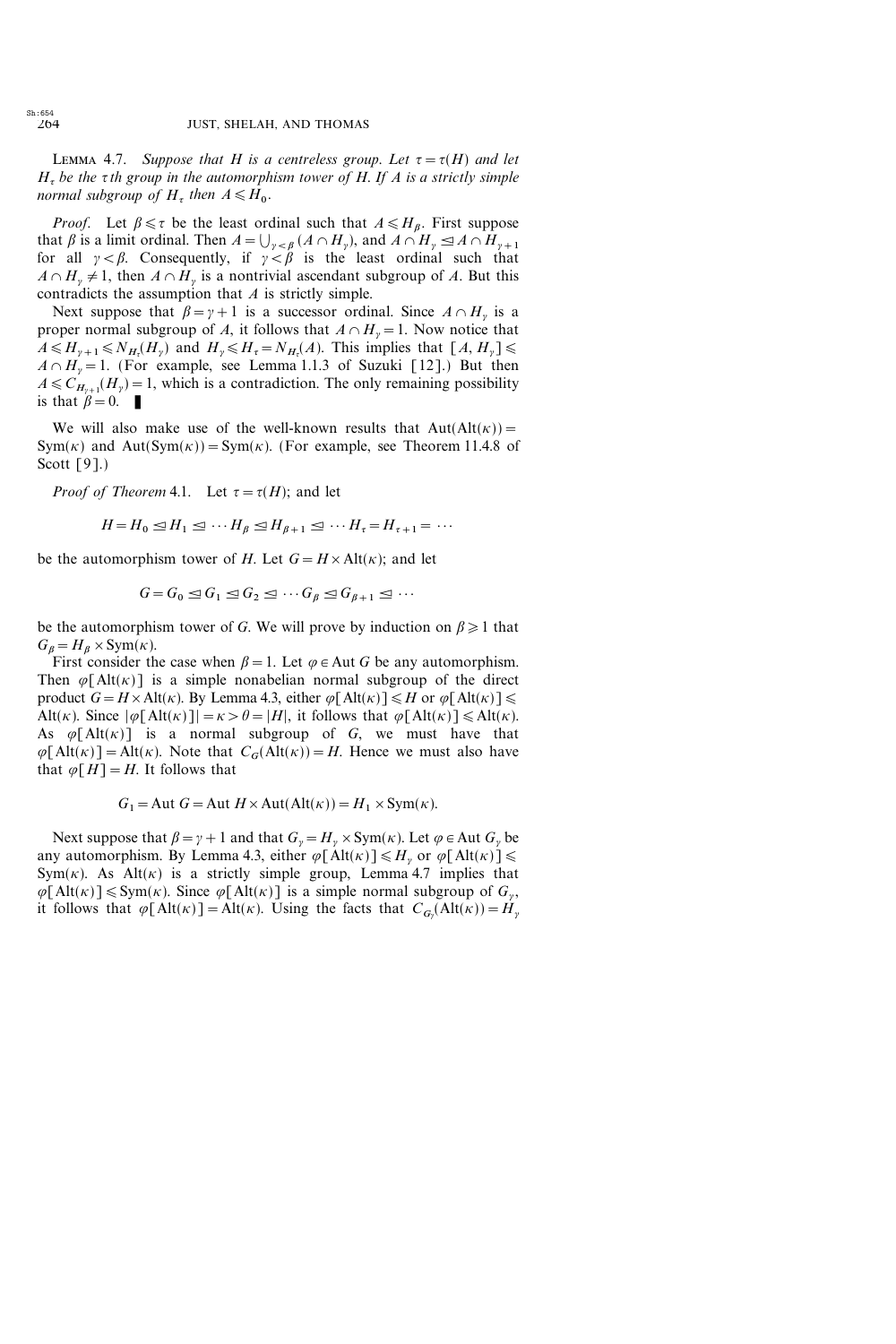LEMMA 4.7. *Suppose that $H$ is a centreless group. Let $\tau = \tau(H)$ and let $H_\tau$ be the $\tau$th group in the automorphism tower of $H$. If $A$ is a strictly simple normal subgroup of $H_\tau$ then $A \leqslant H_0$.*

*Proof.* Let $\beta \leqslant \tau$ be the least ordinal such that $A \leqslant H_\beta$. First suppose that $\beta$ is a limit ordinal. Then $A = \bigcup_{\gamma < \beta} (A \cap H_\gamma)$, and $A \cap H_\gamma \trianglelefteq A \cap H_{\gamma+1}$ for all $\gamma < \beta$. Consequently, if $\gamma < \beta$ is the least ordinal such that $A \cap H_\gamma \neq 1$, then $A \cap H_\gamma$ is a nontrivial ascendant subgroup of $A$. But this contradicts the assumption that $A$ is strictly simple.

Next suppose that $\beta = \gamma + 1$ is a successor ordinal. Since $A \cap H_\gamma$ is a proper normal subgroup of $A$, it follows that $A \cap H_\gamma = 1$. Now notice that $A \leqslant H_{\gamma+1} \leqslant N_{H_\tau}(H_\gamma)$ and $H_\gamma \leqslant H_\tau = N_{H_\tau}(A)$. This implies that $[A, H_\gamma] \leqslant A \cap H_\gamma = 1$. (For example, see Lemma 1.1.3 of Suzuki [12].) But then $A \leqslant C_{H_{\gamma+1}}(H_\gamma) = 1$, which is a contradiction. The only remaining possibility is that $\beta = 0$. ∎

We will also make use of the well-known results that $\mathrm{Aut}(\mathrm{Alt}(\kappa)) = \mathrm{Sym}(\kappa)$ and $\mathrm{Aut}(\mathrm{Sym}(\kappa)) = \mathrm{Sym}(\kappa)$. (For example, see Theorem 11.4.8 of Scott [9].)

*Proof of Theorem* 4.1. Let $\tau = \tau(H)$; and let

$$H = H_0 \trianglelefteq H_1 \trianglelefteq \cdots H_\beta \trianglelefteq H_{\beta+1} \trianglelefteq \cdots H_\tau = H_{\tau+1} = \cdots$$

be the automorphism tower of $H$. Let $G = H \times \mathrm{Alt}(\kappa)$; and let

$$G = G_0 \trianglelefteq G_1 \trianglelefteq G_2 \trianglelefteq \cdots G_\beta \trianglelefteq G_{\beta+1} \trianglelefteq \cdots$$

be the automorphism tower of $G$. We will prove by induction on $\beta \geqslant 1$ that $G_\beta = H_\beta \times \mathrm{Sym}(\kappa)$.

First consider the case when $\beta = 1$. Let $\varphi \in \mathrm{Aut}\, G$ be any automorphism. Then $\varphi[\mathrm{Alt}(\kappa)]$ is a simple nonabelian normal subgroup of the direct product $G = H \times \mathrm{Alt}(\kappa)$. By Lemma 4.3, either $\varphi[\mathrm{Alt}(\kappa)] \leqslant H$ or $\varphi[\mathrm{Alt}(\kappa)] \leqslant \mathrm{Alt}(\kappa)$. Since $|\varphi[\mathrm{Alt}(\kappa)]| = \kappa > \theta = |H|$, it follows that $\varphi[\mathrm{Alt}(\kappa)] \leqslant \mathrm{Alt}(\kappa)$. As $\varphi[\mathrm{Alt}(\kappa)]$ is a normal subgroup of $G$, we must have that $\varphi[\mathrm{Alt}(\kappa)] = \mathrm{Alt}(\kappa)$. Note that $C_G(\mathrm{Alt}(\kappa)) = H$. Hence we must also have that $\varphi[H] = H$. It follows that

$$G_1 = \mathrm{Aut}\, G = \mathrm{Aut}\, H \times \mathrm{Aut}(\mathrm{Alt}(\kappa)) = H_1 \times \mathrm{Sym}(\kappa).$$

Next suppose that $\beta = \gamma + 1$ and that $G_\gamma = H_\gamma \times \mathrm{Sym}(\kappa)$. Let $\varphi \in \mathrm{Aut}\, G_\gamma$ be any automorphism. By Lemma 4.3, either $\varphi[\mathrm{Alt}(\kappa)] \leqslant H_\gamma$ or $\varphi[\mathrm{Alt}(\kappa)] \leqslant \mathrm{Sym}(\kappa)$. As $\mathrm{Alt}(\kappa)$ is a strictly simple group, Lemma 4.7 implies that $\varphi[\mathrm{Alt}(\kappa)] \leqslant \mathrm{Sym}(\kappa)$. Since $\varphi[\mathrm{Alt}(\kappa)]$ is a simple normal subgroup of $G_\gamma$, it follows that $\varphi[\mathrm{Alt}(\kappa)] = \mathrm{Alt}(\kappa)$. Using the facts that $C_{G_\gamma}(\mathrm{Alt}(\kappa)) = H_\gamma$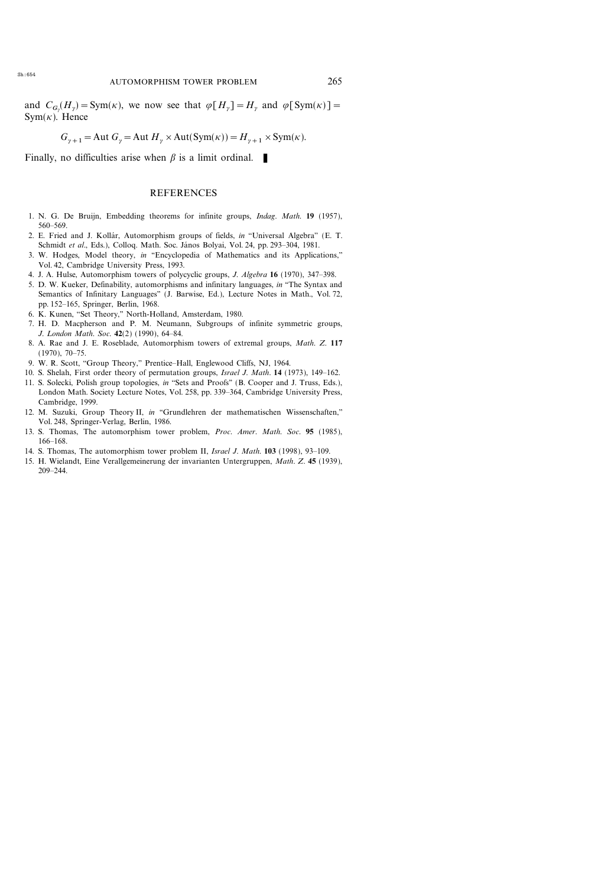and $C_{G_\gamma}(H_\gamma) = \mathrm{Sym}(\kappa)$, we now see that $\varphi[H_\gamma] = H_\gamma$ and $\varphi[\mathrm{Sym}(\kappa)] = \mathrm{Sym}(\kappa)$. Hence

$$G_{\gamma+1} = \mathrm{Aut}\, G_\gamma = \mathrm{Aut}\, H_\gamma \times \mathrm{Aut}(\mathrm{Sym}(\kappa)) = H_{\gamma+1} \times \mathrm{Sym}(\kappa).$$

Finally, no difficulties arise when $\beta$ is a limit ordinal. ∎

## REFERENCES

1. N. G. De Bruijn, Embedding theorems for infinite groups, *Indag. Math.* **19** (1957), 560–569.
2. E. Fried and J. Kollár, Automorphism groups of fields, *in* "Universal Algebra" (E. T. Schmidt *et al.*, Eds.), Colloq. Math. Soc. János Bolyai, Vol. 24, pp. 293–304, 1981.
3. W. Hodges, Model theory, *in* "Encyclopedia of Mathematics and its Applications," Vol. 42, Cambridge University Press, 1993.
4. J. A. Hulse, Automorphism towers of polycyclic groups, *J. Algebra* **16** (1970), 347–398.
5. D. W. Kueker, Definability, automorphisms and infinitary languages, *in* "The Syntax and Semantics of Infinitary Languages" (J. Barwise, Ed.), Lecture Notes in Math., Vol. 72, pp. 152–165, Springer, Berlin, 1968.
6. K. Kunen, "Set Theory," North-Holland, Amsterdam, 1980.
7. H. D. Macpherson and P. M. Neumann, Subgroups of infinite symmetric groups, *J. London Math. Soc.* **42**(2) (1990), 64–84.
8. A. Rae and J. E. Roseblade, Automorphism towers of extremal groups, *Math. Z.* **117** (1970), 70–75.
9. W. R. Scott, "Group Theory," Prentice–Hall, Englewood Cliffs, NJ, 1964.
10. S. Shelah, First order theory of permutation groups, *Israel J. Math.* **14** (1973), 149–162.
11. S. Solecki, Polish group topologies, *in* "Sets and Proofs" (B. Cooper and J. Truss, Eds.), London Math. Society Lecture Notes, Vol. 258, pp. 339–364, Cambridge University Press, Cambridge, 1999.
12. M. Suzuki, Group Theory II, *in* "Grundlehren der mathematischen Wissenschaften," Vol. 248, Springer-Verlag, Berlin, 1986.
13. S. Thomas, The automorphism tower problem, *Proc. Amer. Math. Soc.* **95** (1985), 166–168.
14. S. Thomas, The automorphism tower problem II, *Israel J. Math.* **103** (1998), 93–109.
15. H. Wielandt, Eine Verallgemeinerung der invarianten Untergruppen, *Math. Z.* **45** (1939), 209–244.